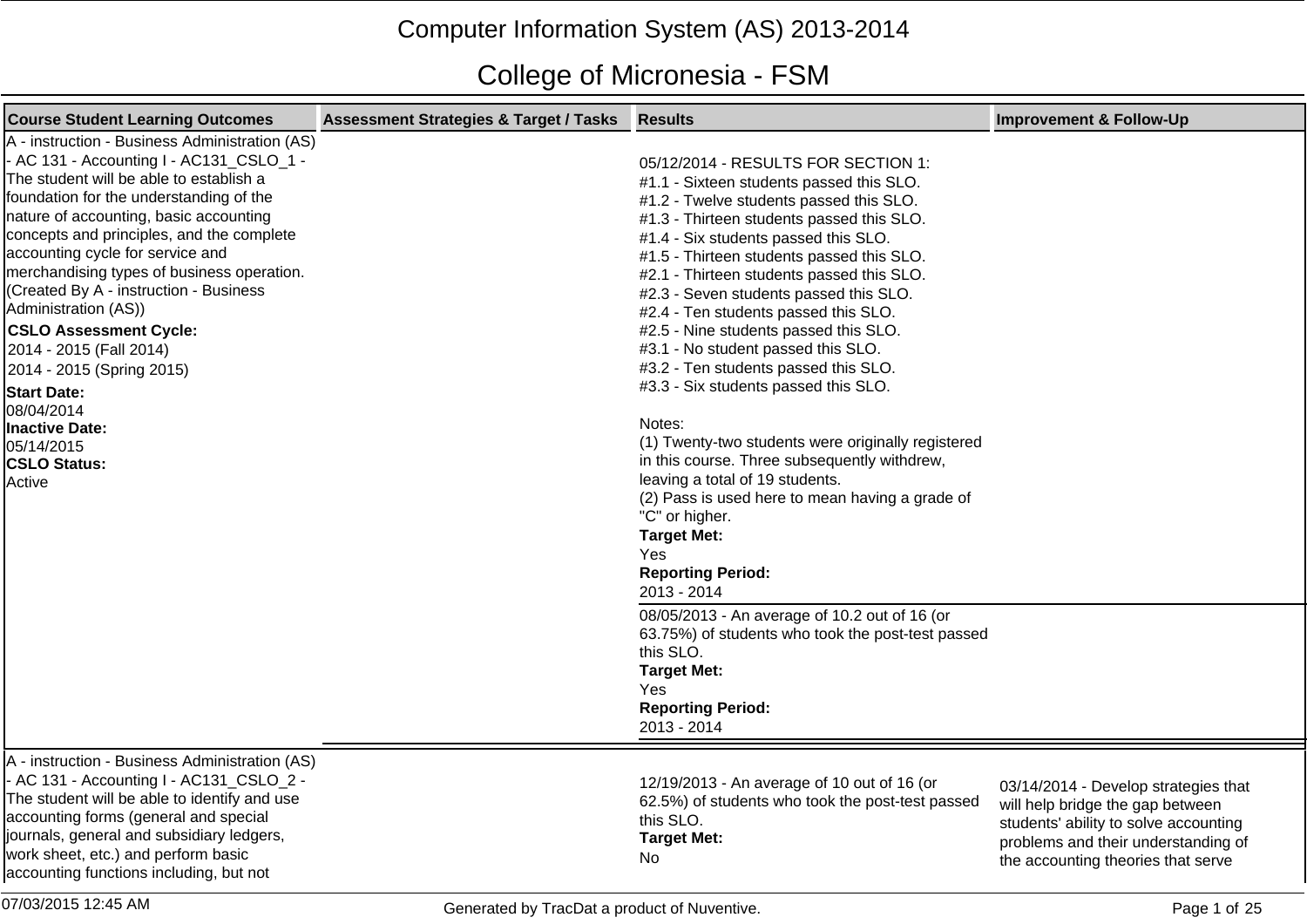# Computer Information System (AS) 2013-2014

## College of Micronesia - FSM

| Course Student Learning Outcomes | Assessment Strategies & Target / Tasks | Results | Improvement & Follow-Up |
|---|---|---|---|
| A - instruction - Business Administration (AS) - AC 131 - Accounting I - AC131_CSLO_1 - The student will be able to establish a foundation for the understanding of the nature of accounting, basic accounting concepts and principles, and the complete accounting cycle for service and merchandising types of business operation. (Created By A - instruction - Business Administration (AS))<br>**CSLO Assessment Cycle:**<br>2014 - 2015 (Fall 2014)<br>2014 - 2015 (Spring 2015)<br>**Start Date:**<br>08/04/2014<br>**Inactive Date:**<br>05/14/2015<br>**CSLO Status:**<br>Active | | 05/12/2014 - RESULTS FOR SECTION 1:<br>#1.1 - Sixteen students passed this SLO.<br>#1.2 - Twelve students passed this SLO.<br>#1.3 - Thirteen students passed this SLO.<br>#1.4 - Six students passed this SLO.<br>#1.5 - Thirteen students passed this SLO.<br>#2.1 - Thirteen students passed this SLO.<br>#2.3 - Seven students passed this SLO.<br>#2.4 - Ten students passed this SLO.<br>#2.5 - Nine students passed this SLO.<br>#3.1 - No student passed this SLO.<br>#3.2 - Ten students passed this SLO.<br>#3.3 - Six students passed this SLO.<br><br>Notes:<br>(1) Twenty-two students were originally registered in this course. Three subsequently withdrew, leaving a total of 19 students.<br>(2) Pass is used here to mean having a grade of "C" or higher.<br>**Target Met:**<br>Yes<br>**Reporting Period:**<br>2013 - 2014 | |
| | | 08/05/2013 - An average of 10.2 out of 16 (or 63.75%) of students who took the post-test passed this SLO.<br>**Target Met:**<br>Yes<br>**Reporting Period:**<br>2013 - 2014 | |
| A - instruction - Business Administration (AS) - AC 131 - Accounting I - AC131_CSLO_2 - The student will be able to identify and use accounting forms (general and special journals, general and subsidiary ledgers, work sheet, etc.) and perform basic accounting functions including, but not | | 12/19/2013 - An average of 10 out of 16 (or 62.5%) of students who took the post-test passed this SLO.<br>**Target Met:**<br>No | 03/14/2014 - Develop strategies that will help bridge the gap between students' ability to solve accounting problems and their understanding of the accounting theories that serve |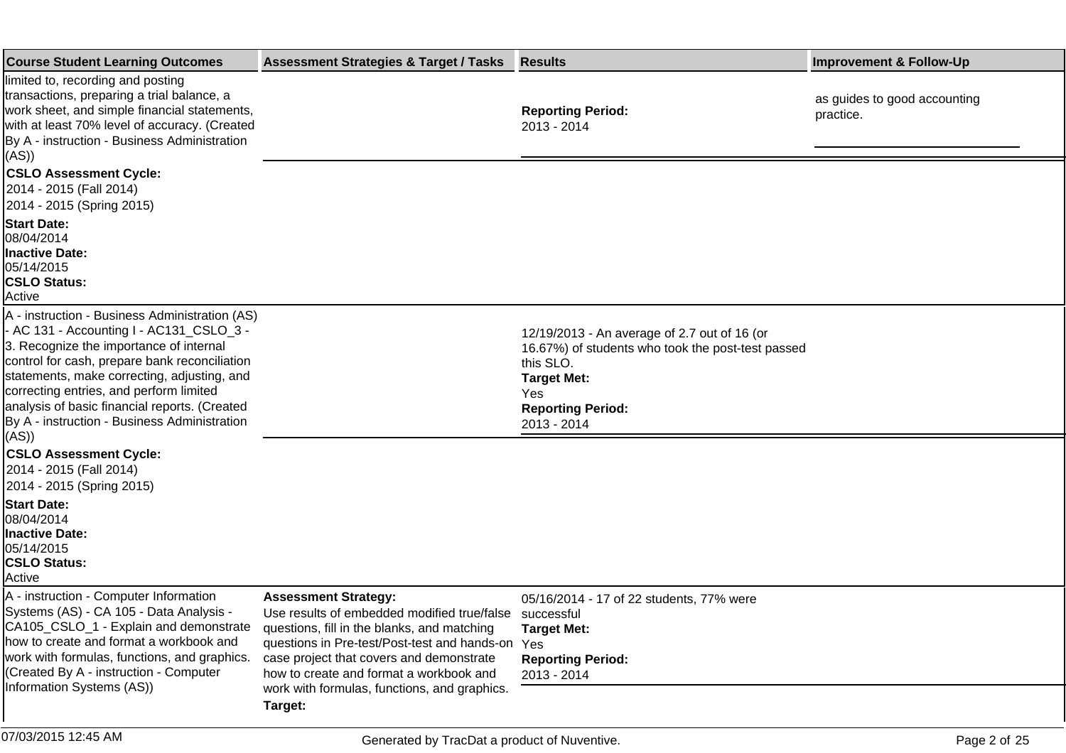| Course Student Learning Outcomes | Assessment Strategies & Target / Tasks | Results | Improvement & Follow-Up |
|---|---|---|---|
| limited to, recording and posting transactions, preparing a trial balance, a work sheet, and simple financial statements, with at least 70% level of accuracy. (Created By A - instruction - Business Administration (AS)) **CSLO Assessment Cycle:** 2014 - 2015 (Fall 2014) 2014 - 2015 (Spring 2015) **Start Date:** 08/04/2014 **Inactive Date:** 05/14/2015 **CSLO Status:** Active | | **Reporting Period:** 2013 - 2014 | as guides to good accounting practice. |
| A - instruction - Business Administration (AS) - AC 131 - Accounting I - AC131_CSLO_3 - 3. Recognize the importance of internal control for cash, prepare bank reconciliation statements, make correcting, adjusting, and correcting entries, and perform limited analysis of basic financial reports. (Created By A - instruction - Business Administration (AS)) **CSLO Assessment Cycle:** 2014 - 2015 (Fall 2014) 2014 - 2015 (Spring 2015) **Start Date:** 08/04/2014 **Inactive Date:** 05/14/2015 **CSLO Status:** Active | | 12/19/2013 - An average of 2.7 out of 16 (or 16.67%) of students who took the post-test passed this SLO. **Target Met:** Yes **Reporting Period:** 2013 - 2014 | |
| A - instruction - Computer Information Systems (AS) - CA 105 - Data Analysis - CA105_CSLO_1 - Explain and demonstrate how to create and format a workbook and work with formulas, functions, and graphics. (Created By A - instruction - Computer Information Systems (AS)) | **Assessment Strategy:** Use results of embedded modified true/false questions, fill in the blanks, and matching questions in Pre-test/Post-test and hands-on case project that covers and demonstrate how to create and format a workbook and work with formulas, functions, and graphics. **Target:** | 05/16/2014 - 17 of 22 students, 77% were successful **Target Met:** Yes **Reporting Period:** 2013 - 2014 | |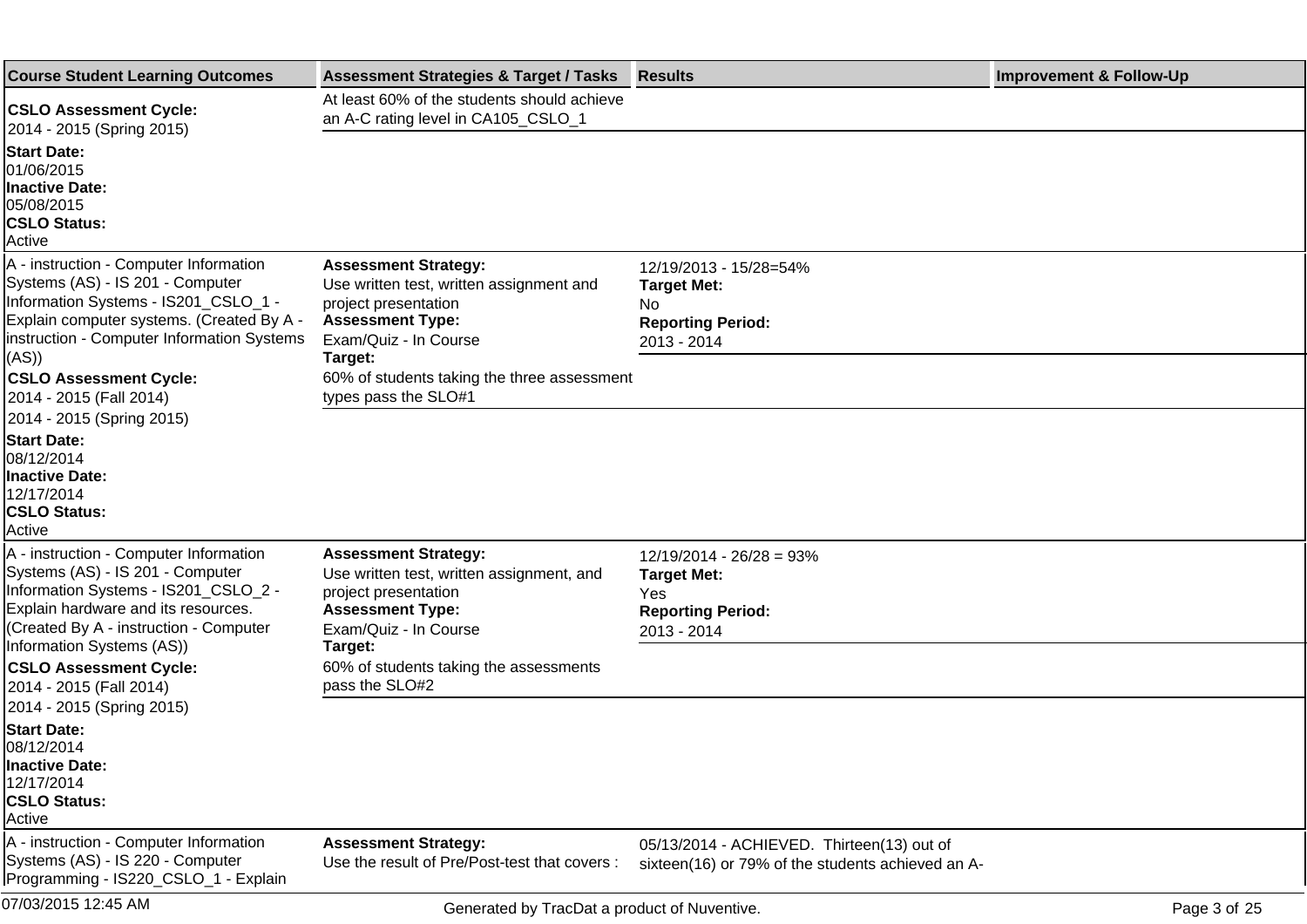| Course Student Learning Outcomes | Assessment Strategies & Target / Tasks | Results | Improvement & Follow-Up |
|---|---|---|---|
| **CSLO Assessment Cycle:** 2014 - 2015 (Spring 2015) **Start Date:** 01/06/2015 **Inactive Date:** 05/08/2015 **CSLO Status:** Active | At least 60% of the students should achieve an A-C rating level in CA105_CSLO_1 | | |
| A - instruction - Computer Information Systems (AS) - IS 201 - Computer Information Systems - IS201_CSLO_1 - Explain computer systems. (Created By A - instruction - Computer Information Systems (AS)) **CSLO Assessment Cycle:** 2014 - 2015 (Fall 2014) 2014 - 2015 (Spring 2015) **Start Date:** 08/12/2014 **Inactive Date:** 12/17/2014 **CSLO Status:** Active | **Assessment Strategy:** Use written test, written assignment and project presentation **Assessment Type:** Exam/Quiz - In Course **Target:** 60% of students taking the three assessment types pass the SLO#1 | 12/19/2013 - 15/28=54% **Target Met:** No **Reporting Period:** 2013 - 2014 | |
| A - instruction - Computer Information Systems (AS) - IS 201 - Computer Information Systems - IS201_CSLO_2 - Explain hardware and its resources. (Created By A - instruction - Computer Information Systems (AS)) **CSLO Assessment Cycle:** 2014 - 2015 (Fall 2014) 2014 - 2015 (Spring 2015) **Start Date:** 08/12/2014 **Inactive Date:** 12/17/2014 **CSLO Status:** Active | **Assessment Strategy:** Use written test, written assignment, and project presentation **Assessment Type:** Exam/Quiz - In Course **Target:** 60% of students taking the assessments pass the SLO#2 | 12/19/2014 - 26/28 = 93% **Target Met:** Yes **Reporting Period:** 2013 - 2014 | |
| A - instruction - Computer Information Systems (AS) - IS 220 - Computer Programming - IS220_CSLO_1 - Explain | **Assessment Strategy:** Use the result of Pre/Post-test that covers : | 05/13/2014 - ACHIEVED. Thirteen(13) out of sixteen(16) or 79% of the students achieved an A- | |

07/03/2015 12:45 AM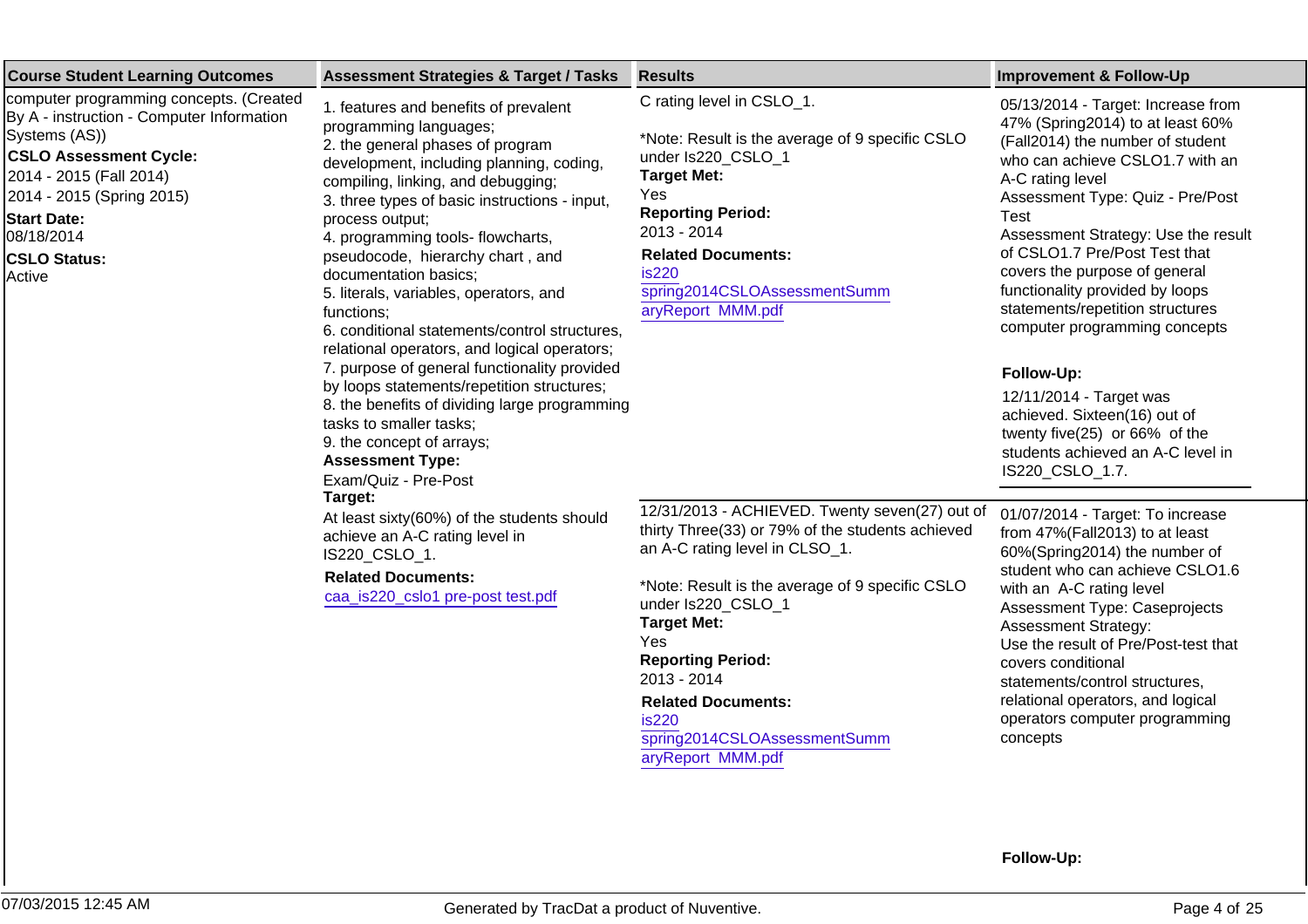| Course Student Learning Outcomes | Assessment Strategies & Target / Tasks | Results | Improvement & Follow-Up |
|---|---|---|---|
| computer programming concepts. (Created By A - instruction - Computer Information Systems (AS))<br>**CSLO Assessment Cycle:**<br>2014 - 2015 (Fall 2014)<br>2014 - 2015 (Spring 2015)<br>**Start Date:**<br>08/18/2014<br>**CSLO Status:**<br>Active | 1. features and benefits of prevalent programming languages;<br>2. the general phases of program development, including planning, coding, compiling, linking, and debugging;<br>3. three types of basic instructions - input, process output;<br>4. programming tools- flowcharts, pseudocode, hierarchy chart , and documentation basics;<br>5. literals, variables, operators, and functions;<br>6. conditional statements/control structures, relational operators, and logical operators;<br>7. purpose of general functionality provided by loops statements/repetition structures;<br>8. the benefits of dividing large programming tasks to smaller tasks;<br>9. the concept of arrays;<br>**Assessment Type:**<br>Exam/Quiz - Pre-Post<br>**Target:**<br>At least sixty(60%) of the students should achieve an A-C rating level in IS220_CSLO_1.<br>**Related Documents:**<br>caa_is220_cslo1 pre-post test.pdf | C rating level in CSLO_1.<br><br>*Note: Result is the average of 9 specific CSLO under Is220_CSLO_1<br>**Target Met:**<br>Yes<br>**Reporting Period:**<br>2013 - 2014<br>**Related Documents:**<br>is220 spring2014CSLOAssessmentSummaryReport MMM.pdf | 05/13/2014 - Target: Increase from 47% (Spring2014) to at least 60% (Fall2014) the number of student who can achieve CSLO1.7 with an A-C rating level<br>Assessment Type: Quiz - Pre/Post Test<br>Assessment Strategy: Use the result of CSLO1.7 Pre/Post Test that covers the purpose of general functionality provided by loops statements/repetition structures computer programming concepts<br><br>**Follow-Up:**<br>12/11/2014 - Target was achieved. Sixteen(16) out of twenty five(25) or 66% of the students achieved an A-C level in IS220_CSLO_1.7. |
| | | 12/31/2013 - ACHIEVED. Twenty seven(27) out of thirty Three(33) or 79% of the students achieved an A-C rating level in CLSO_1.<br><br>*Note: Result is the average of 9 specific CSLO under Is220_CSLO_1<br>**Target Met:**<br>Yes<br>**Reporting Period:**<br>2013 - 2014<br>**Related Documents:**<br>is220 spring2014CSLOAssessmentSummaryReport MMM.pdf | 01/07/2014 - Target: To increase from 47%(Fall2013) to at least 60%(Spring2014) the number of student who can achieve CSLO1.6 with an A-C rating level<br>Assessment Type: Caseprojects<br>Assessment Strategy:<br>Use the result of Pre/Post-test that covers conditional statements/control structures, relational operators, and logical operators computer programming concepts<br><br>**Follow-Up:** |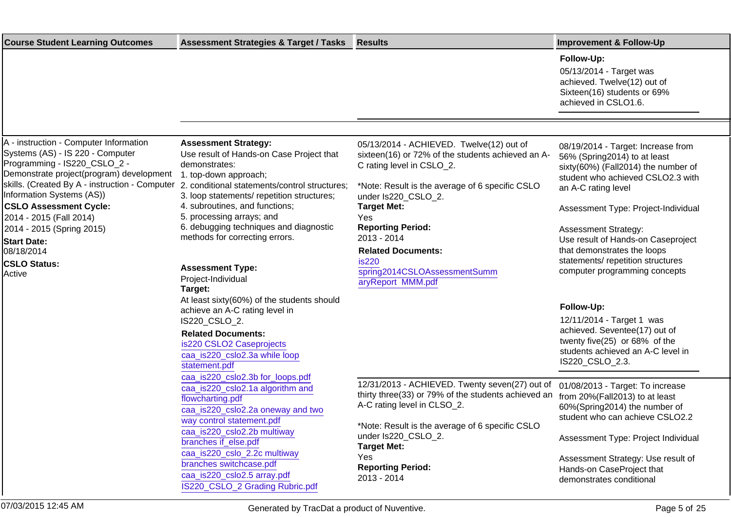| Course Student Learning Outcomes | Assessment Strategies & Target / Tasks | Results | Improvement & Follow-Up |
|---|---|---|---|
| | | | **Follow-Up:**<br>05/13/2014 - Target was achieved. Twelve(12) out of Sixteen(16) students or 69% achieved in CSLO1.6. |
| A - instruction - Computer Information Systems (AS) - IS 220 - Computer Programming - IS220_CSLO_2 - Demonstrate project(program) development skills. (Created By A - instruction - Computer Information Systems (AS))<br>**CSLO Assessment Cycle:**<br>2014 - 2015 (Fall 2014)<br>2014 - 2015 (Spring 2015)<br>**Start Date:**<br>08/18/2014<br>**CSLO Status:**<br>Active | **Assessment Strategy:**<br>Use result of Hands-on Case Project that demonstrates:<br>1. top-down approach;<br>2. conditional statements/control structures;<br>3. loop statements/ repetition structures;<br>4. subroutines, and functions;<br>5. processing arrays; and<br>6. debugging techniques and diagnostic methods for correcting errors.<br><br>**Assessment Type:**<br>Project-Individual<br>**Target:**<br>At least sixty(60%) of the students should achieve an A-C rating level in IS220_CSLO_2.<br>**Related Documents:**<br>is220 CSLO2 Caseprojects<br>caa_is220_cslo2.3a while loop statement.pdf<br>caa_is220_cslo2.3b for_loops.pdf<br>caa_is220_cslo2.1a algorithm and flowcharting.pdf<br>caa_is220_cslo2.2a oneway and two way control statement.pdf<br>caa_is220_cslo2.2b multiway branches if_else.pdf<br>caa_is220_cslo_2.2c multiway branches switchcase.pdf<br>caa_is220_cslo2.5 array.pdf<br>IS220_CSLO_2 Grading Rubric.pdf | 05/13/2014 - ACHIEVED. Twelve(12) out of sixteen(16) or 72% of the students achieved an A-C rating level in CSLO_2.<br><br>*Note: Result is the average of 6 specific CSLO under Is220_CSLO_2.<br>**Target Met:**<br>Yes<br>**Reporting Period:**<br>2013 - 2014<br>**Related Documents:**<br>is220 spring2014CSLOAssessmentSummaryReport_MMM.pdf | 08/19/2014 - Target: Increase from 56% (Spring2014) to at least sixty(60%) (Fall2014) the number of student who achieved CSLO2.3 with an A-C rating level<br><br>Assessment Type: Project-Individual<br><br>Assessment Strategy:<br>Use result of Hands-on Caseproject that demonstrates the loops statements/ repetition structures computer programming concepts<br><br>**Follow-Up:**<br>12/11/2014 - Target 1 was achieved. Seventee(17) out of twenty five(25) or 68% of the students achieved an A-C level in IS220_CSLO_2.3. |
| | | 12/31/2013 - ACHIEVED. Twenty seven(27) out of thirty three(33) or 79% of the students achieved an A-C rating level in CLSO_2.<br><br>*Note: Result is the average of 6 specific CSLO under Is220_CSLO_2.<br>**Target Met:**<br>Yes<br>**Reporting Period:**<br>2013 - 2014 | 01/08/2013 - Target: To increase from 20%(Fall2013) to at least 60%(Spring2014) the number of student who can achieve CSLO2.2<br><br>Assessment Type: Project Individual<br><br>Assessment Strategy: Use result of Hands-on CaseProject that demonstrates conditional |

07/03/2015 12:45 AM — Generated by TracDat a product of Nuventive.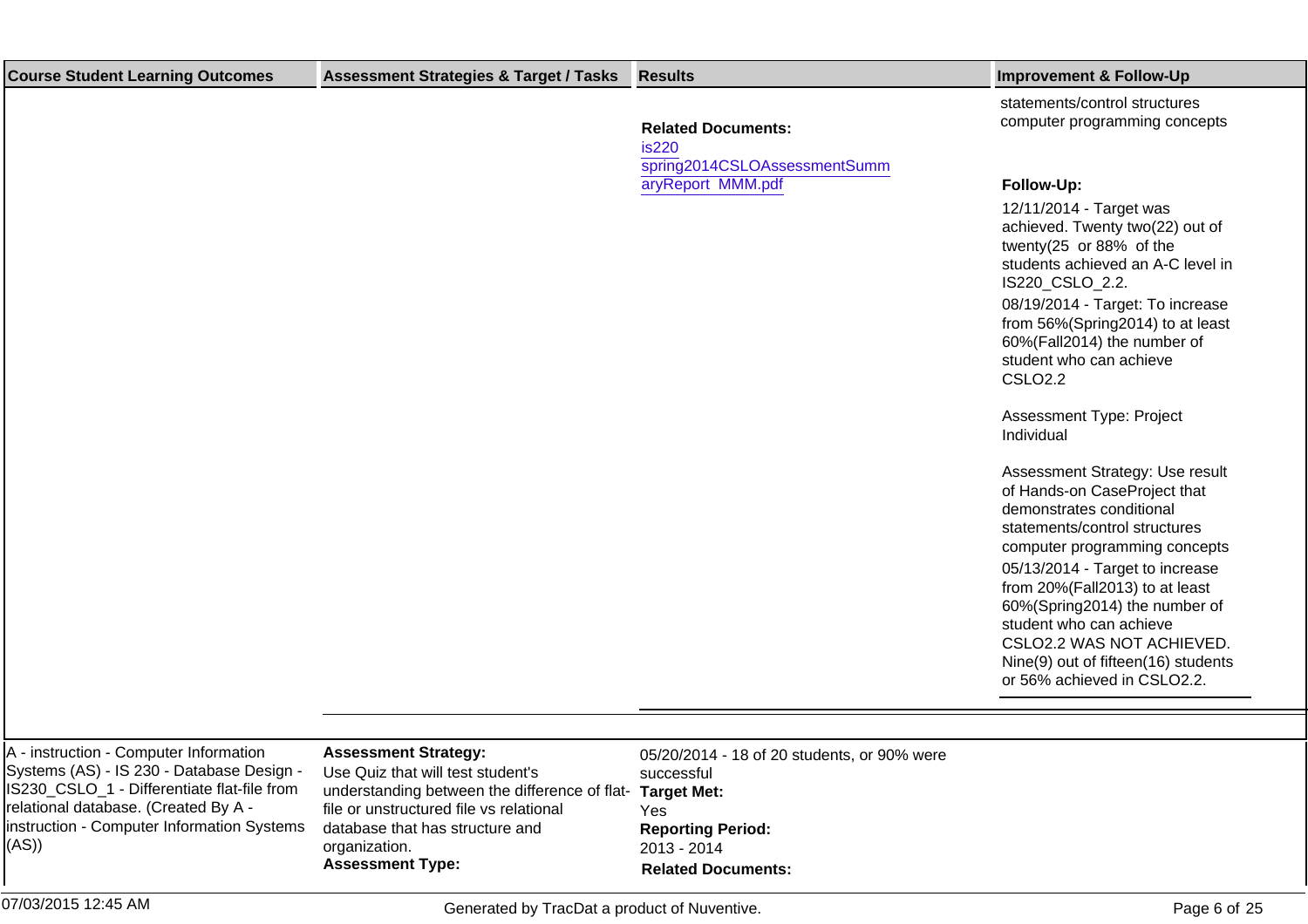| Course Student Learning Outcomes | Assessment Strategies & Target / Tasks | Results | Improvement & Follow-Up |
|---|---|---|---|
| | | **Related Documents:**<br>is220 spring2014CSLOAssessmentSummaryReport MMM.pdf | statements/control structures computer programming concepts<br><br>**Follow-Up:**<br>12/11/2014 - Target was achieved. Twenty two(22) out of twenty(25 or 88% of the students achieved an A-C level in IS220_CSLO_2.2.<br>08/19/2014 - Target: To increase from 56%(Spring2014) to at least 60%(Fall2014) the number of student who can achieve CSLO2.2<br><br>Assessment Type: Project Individual<br><br>Assessment Strategy: Use result of Hands-on CaseProject that demonstrates conditional statements/control structures computer programming concepts<br>05/13/2014 - Target to increase from 20%(Fall2013) to at least 60%(Spring2014) the number of student who can achieve CSLO2.2 WAS NOT ACHIEVED. Nine(9) out of fifteen(16) students or 56% achieved in CSLO2.2. |
| A - instruction - Computer Information Systems (AS) - IS 230 - Database Design - IS230_CSLO_1 - Differentiate flat-file from relational database. (Created By A - instruction - Computer Information Systems (AS)) | **Assessment Strategy:**<br>Use Quiz that will test student's understanding between the difference of flat-file or unstructured file vs relational database that has structure and organization.<br>**Assessment Type:** | 05/20/2014 - 18 of 20 students, or 90% were successful<br>**Target Met:**<br>Yes<br>**Reporting Period:**<br>2013 - 2014<br>**Related Documents:** | |

07/03/2015 12:45 AM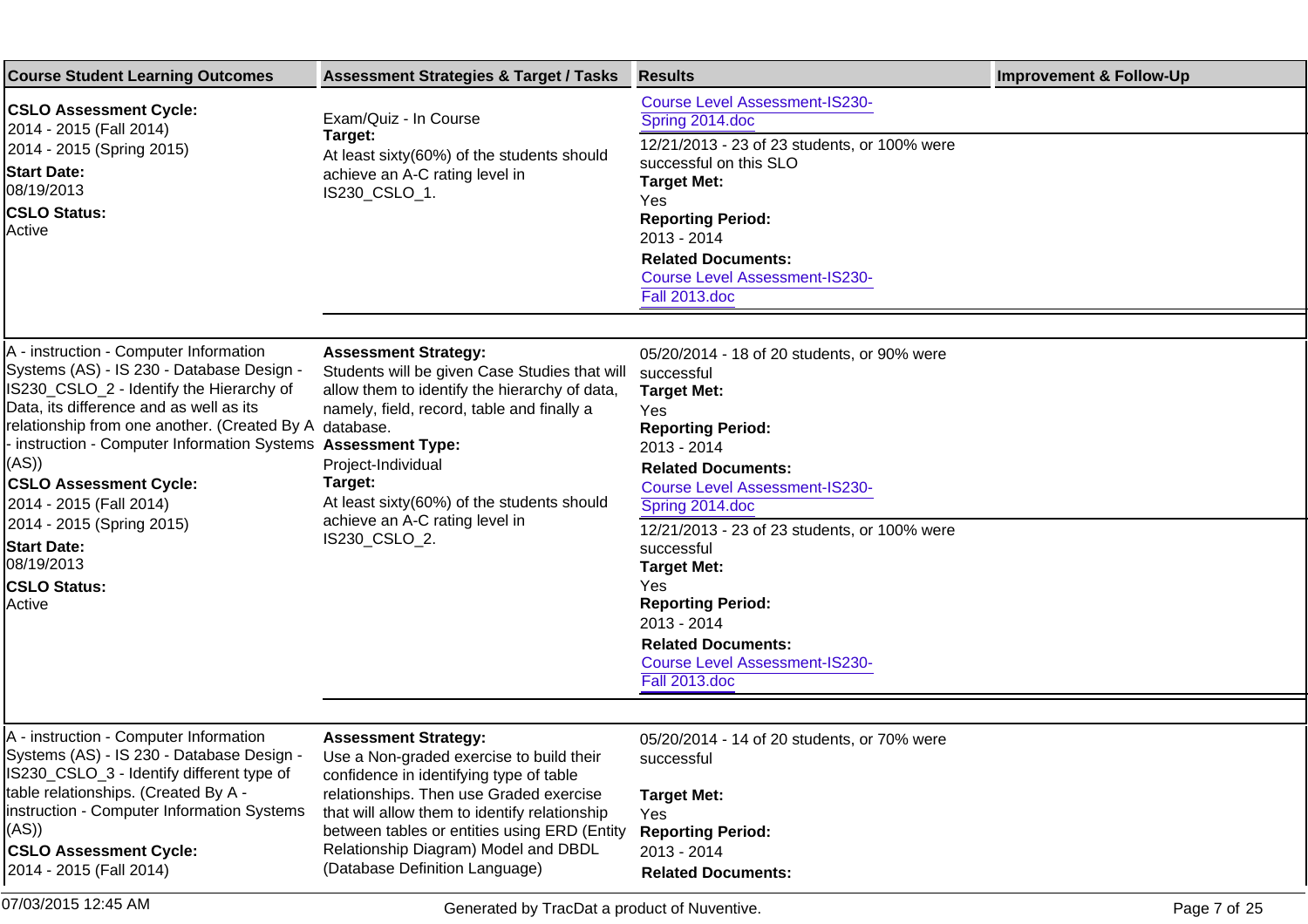| Course Student Learning Outcomes | Assessment Strategies & Target / Tasks | Results | Improvement & Follow-Up |
|---|---|---|---|
| **CSLO Assessment Cycle:**<br>2014 - 2015 (Fall 2014)<br>2014 - 2015 (Spring 2015)<br>**Start Date:**<br>08/19/2013<br>**CSLO Status:**<br>Active | Exam/Quiz - In Course<br>**Target:**<br>At least sixty(60%) of the students should achieve an A-C rating level in IS230_CSLO_1. | Course Level Assessment-IS230-Spring 2014.doc<br><br>12/21/2013 - 23 of 23 students, or 100% were successful on this SLO<br>**Target Met:**<br>Yes<br>**Reporting Period:**<br>2013 - 2014<br>**Related Documents:**<br>Course Level Assessment-IS230-Fall 2013.doc | |
| A - instruction - Computer Information Systems (AS) - IS 230 - Database Design - IS230_CSLO_2 - Identify the Hierarchy of Data, its difference and as well as its relationship from one another. (Created By A - instruction - Computer Information Systems (AS))<br>**CSLO Assessment Cycle:**<br>2014 - 2015 (Fall 2014)<br>2014 - 2015 (Spring 2015)<br>**Start Date:**<br>08/19/2013<br>**CSLO Status:**<br>Active | **Assessment Strategy:**<br>Students will be given Case Studies that will allow them to identify the hierarchy of data, namely, field, record, table and finally a database.<br>**Assessment Type:**<br>Project-Individual<br>**Target:**<br>At least sixty(60%) of the students should achieve an A-C rating level in IS230_CSLO_2. | 05/20/2014 - 18 of 20 students, or 90% were successful<br>**Target Met:**<br>Yes<br>**Reporting Period:**<br>2013 - 2014<br>**Related Documents:**<br>Course Level Assessment-IS230-Spring 2014.doc<br><br>12/21/2013 - 23 of 23 students, or 100% were successful<br>**Target Met:**<br>Yes<br>**Reporting Period:**<br>2013 - 2014<br>**Related Documents:**<br>Course Level Assessment-IS230-Fall 2013.doc | |
| A - instruction - Computer Information Systems (AS) - IS 230 - Database Design - IS230_CSLO_3 - Identify different type of table relationships. (Created By A - instruction - Computer Information Systems (AS))<br>**CSLO Assessment Cycle:**<br>2014 - 2015 (Fall 2014) | **Assessment Strategy:**<br>Use a Non-graded exercise to build their confidence in identifying type of table relationships. Then use Graded exercise that will allow them to identify relationship between tables or entities using ERD (Entity Relationship Diagram) Model and DBDL (Database Definition Language) | 05/20/2014 - 14 of 20 students, or 70% were successful<br><br>**Target Met:**<br>Yes<br>**Reporting Period:**<br>2013 - 2014<br>**Related Documents:** | |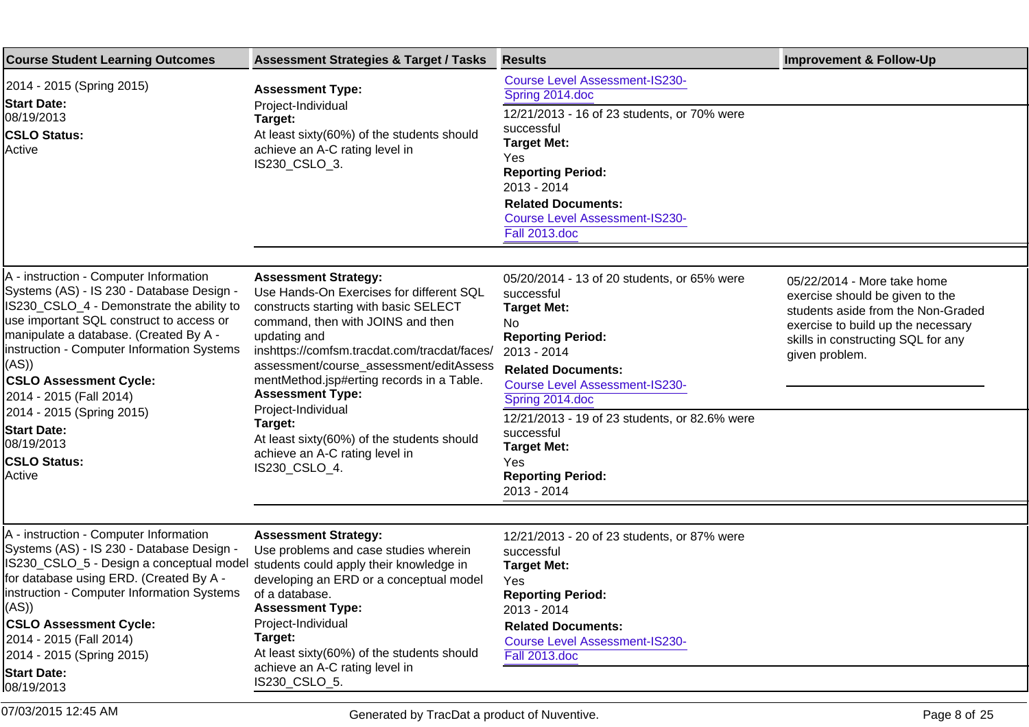| Course Student Learning Outcomes | Assessment Strategies & Target / Tasks | Results | Improvement & Follow-Up |
|---|---|---|---|
| 2014 - 2015 (Spring 2015)<br>**Start Date:**<br>08/19/2013<br>**CSLO Status:**<br>Active | **Assessment Type:**<br>Project-Individual<br>**Target:**<br>At least sixty(60%) of the students should achieve an A-C rating level in IS230_CSLO_3. | Course Level Assessment-IS230-Spring 2014.doc | |
| | | 12/21/2013 - 16 of 23 students, or 70% were successful<br>**Target Met:**<br>Yes<br>**Reporting Period:**<br>2013 - 2014<br>**Related Documents:**<br>Course Level Assessment-IS230-Fall 2013.doc | |
| A - instruction - Computer Information Systems (AS) - IS 230 - Database Design - IS230_CSLO_4 - Demonstrate the ability to use important SQL construct to access or manipulate a database. (Created By A - instruction - Computer Information Systems (AS))<br>**CSLO Assessment Cycle:**<br>2014 - 2015 (Fall 2014)<br>2014 - 2015 (Spring 2015)<br>**Start Date:**<br>08/19/2013<br>**CSLO Status:**<br>Active | **Assessment Strategy:**<br>Use Hands-On Exercises for different SQL constructs starting with basic SELECT command, then with JOINS and then updating and inshttps://comfsm.tracdat.com/tracdat/faces/assessment/course_assessment/editAssessmentMethod.jsp#erting records in a Table.<br>**Assessment Type:**<br>Project-Individual<br>**Target:**<br>At least sixty(60%) of the students should achieve an A-C rating level in IS230_CSLO_4. | 05/20/2014 - 13 of 20 students, or 65% were successful<br>**Target Met:**<br>No<br>**Reporting Period:**<br>2013 - 2014<br>**Related Documents:**<br>Course Level Assessment-IS230-Spring 2014.doc | 05/22/2014 - More take home exercise should be given to the students aside from the Non-Graded exercise to build up the necessary skills in constructing SQL for any given problem. |
| | | 12/21/2013 - 19 of 23 students, or 82.6% were successful<br>**Target Met:**<br>Yes<br>**Reporting Period:**<br>2013 - 2014 | |
| A - instruction - Computer Information Systems (AS) - IS 230 - Database Design - IS230_CSLO_5 - Design a conceptual model for database using ERD. (Created By A - instruction - Computer Information Systems (AS))<br>**CSLO Assessment Cycle:**<br>2014 - 2015 (Fall 2014)<br>2014 - 2015 (Spring 2015)<br>**Start Date:**<br>08/19/2013 | **Assessment Strategy:**<br>Use problems and case studies wherein students could apply their knowledge in developing an ERD or a conceptual model of a database.<br>**Assessment Type:**<br>Project-Individual<br>**Target:**<br>At least sixty(60%) of the students should achieve an A-C rating level in IS230_CSLO_5. | 12/21/2013 - 20 of 23 students, or 87% were successful<br>**Target Met:**<br>Yes<br>**Reporting Period:**<br>2013 - 2014<br>**Related Documents:**<br>Course Level Assessment-IS230-Fall 2013.doc | |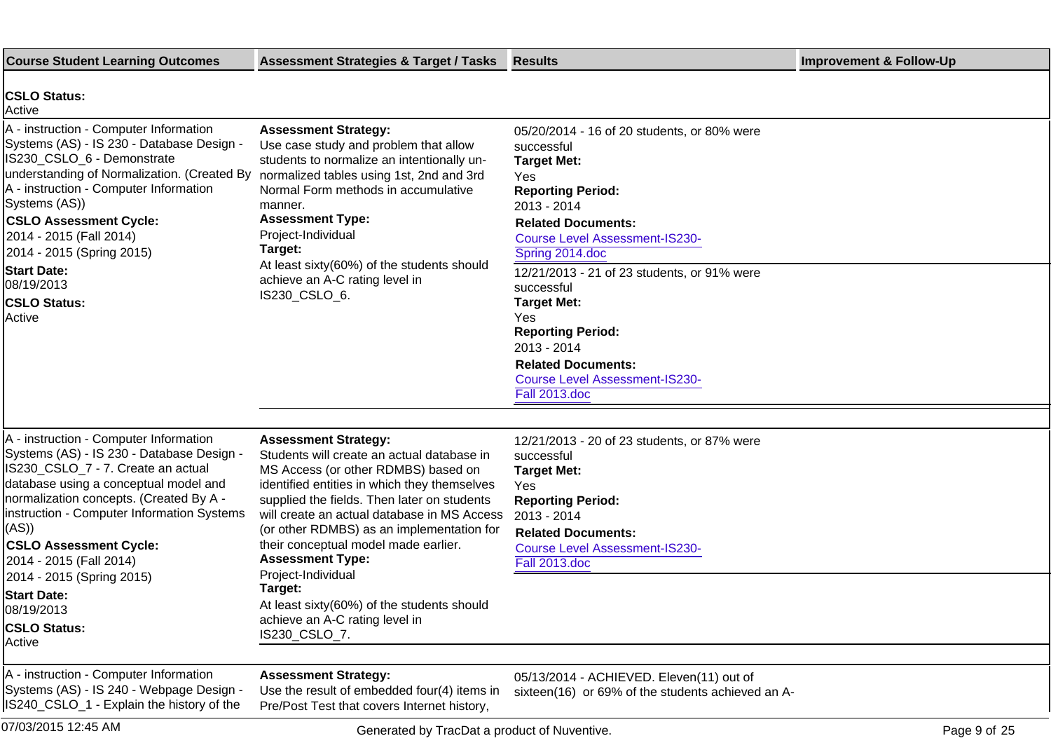| Course Student Learning Outcomes | Assessment Strategies & Target / Tasks | Results | Improvement & Follow-Up |
|---|---|---|---|
| **CSLO Status:** Active | | | |
| A - instruction - Computer Information Systems (AS) - IS 230 - Database Design - IS230_CSLO_6 - Demonstrate understanding of Normalization. (Created By A - instruction - Computer Information Systems (AS)) **CSLO Assessment Cycle:** 2014 - 2015 (Fall 2014) 2014 - 2015 (Spring 2015) **Start Date:** 08/19/2013 **CSLO Status:** Active | **Assessment Strategy:** Use case study and problem that allow students to normalize an intentionally un-normalized tables using 1st, 2nd and 3rd Normal Form methods in accumulative manner. **Assessment Type:** Project-Individual **Target:** At least sixty(60%) of the students should achieve an A-C rating level in IS230_CSLO_6. | 05/20/2014 - 16 of 20 students, or 80% were successful **Target Met:** Yes **Reporting Period:** 2013 - 2014 **Related Documents:** Course Level Assessment-IS230-Spring 2014.doc | |
| | | 12/21/2013 - 21 of 23 students, or 91% were successful **Target Met:** Yes **Reporting Period:** 2013 - 2014 **Related Documents:** Course Level Assessment-IS230-Fall 2013.doc | |
| A - instruction - Computer Information Systems (AS) - IS 230 - Database Design - IS230_CSLO_7 - 7. Create an actual database using a conceptual model and normalization concepts. (Created By A - instruction - Computer Information Systems (AS)) **CSLO Assessment Cycle:** 2014 - 2015 (Fall 2014) 2014 - 2015 (Spring 2015) **Start Date:** 08/19/2013 **CSLO Status:** Active | **Assessment Strategy:** Students will create an actual database in MS Access (or other RDMBS) based on identified entities in which they themselves supplied the fields. Then later on students will create an actual database in MS Access (or other RDMBS) as an implementation for their conceptual model made earlier. **Assessment Type:** Project-Individual **Target:** At least sixty(60%) of the students should achieve an A-C rating level in IS230_CSLO_7. | 12/21/2013 - 20 of 23 students, or 87% were successful **Target Met:** Yes **Reporting Period:** 2013 - 2014 **Related Documents:** Course Level Assessment-IS230-Fall 2013.doc | |
| A - instruction - Computer Information Systems (AS) - IS 240 - Webpage Design - IS240_CSLO_1 - Explain the history of the | **Assessment Strategy:** Use the result of embedded four(4) items in Pre/Post Test that covers Internet history, | 05/13/2014 - ACHIEVED. Eleven(11) out of sixteen(16) or 69% of the students achieved an A- | |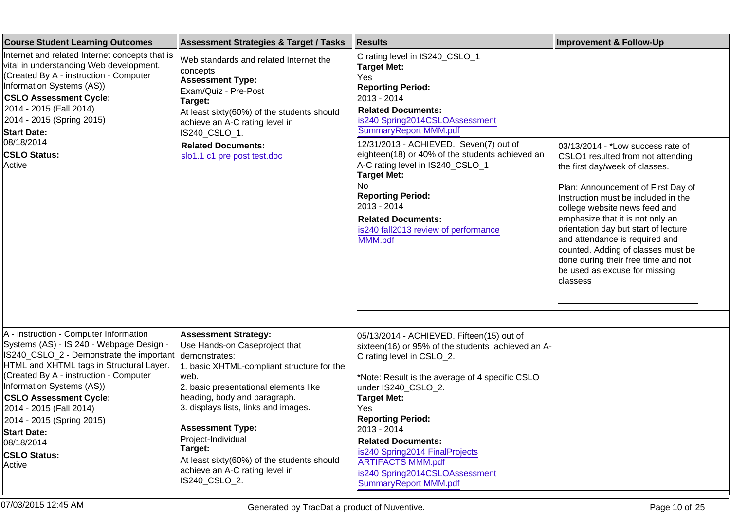| Course Student Learning Outcomes | Assessment Strategies & Target / Tasks | Results | Improvement & Follow-Up |
|---|---|---|---|
| Internet and related Internet concepts that is vital in understanding Web development. (Created By A - instruction - Computer Information Systems (AS))<br>**CSLO Assessment Cycle:**<br>2014 - 2015 (Fall 2014)<br>2014 - 2015 (Spring 2015)<br>**Start Date:**<br>08/18/2014<br>**CSLO Status:**<br>Active | Web standards and related Internet the concepts<br>**Assessment Type:**<br>Exam/Quiz - Pre-Post<br>**Target:**<br>At least sixty(60%) of the students should achieve an A-C rating level in IS240_CSLO_1.<br>**Related Documents:**<br>slo1.1 c1 pre post test.doc | C rating level in IS240_CSLO_1<br>**Target Met:**<br>Yes<br>**Reporting Period:**<br>2013 - 2014<br>**Related Documents:**<br>is240 Spring2014CSLOAssessment SummaryReport MMM.pdf | |
| | | 12/31/2013 - ACHIEVED. Seven(7) out of eighteen(18) or 40% of the students achieved an A-C rating level in IS240_CSLO_1<br>**Target Met:**<br>No<br>**Reporting Period:**<br>2013 - 2014<br>**Related Documents:**<br>is240 fall2013 review of performance MMM.pdf | 03/13/2014 - *Low success rate of CSLO1 resulted from not attending the first day/week of classes.<br><br>Plan: Announcement of First Day of Instruction must be included in the college website news feed and emphasize that it is not only an orientation day but start of lecture and attendance is required and counted. Adding of classes must be done during their free time and not be used as excuse for missing classess |
| A - instruction - Computer Information Systems (AS) - IS 240 - Webpage Design - IS240_CSLO_2 - Demonstrate the important HTML and XHTML tags in Structural Layer. (Created By A - instruction - Computer Information Systems (AS))<br>**CSLO Assessment Cycle:**<br>2014 - 2015 (Fall 2014)<br>2014 - 2015 (Spring 2015)<br>**Start Date:**<br>08/18/2014<br>**CSLO Status:**<br>Active | **Assessment Strategy:**<br>Use Hands-on Caseproject that demonstrates:<br>1. basic XHTML-compliant structure for the web.<br>2. basic presentational elements like heading, body and paragraph.<br>3. displays lists, links and images.<br><br>**Assessment Type:**<br>Project-Individual<br>**Target:**<br>At least sixty(60%) of the students should achieve an A-C rating level in IS240_CSLO_2. | 05/13/2014 - ACHIEVED. Fifteen(15) out of sixteen(16) or 95% of the students achieved an A-C rating level in CSLO_2.<br><br>*Note: Result is the average of 4 specific CSLO under IS240_CSLO_2.<br>**Target Met:**<br>Yes<br>**Reporting Period:**<br>2013 - 2014<br>**Related Documents:**<br>is240 Spring2014 FinalProjects ARTIFACTS MMM.pdf<br>is240 Spring2014CSLOAssessment SummaryReport MMM.pdf | |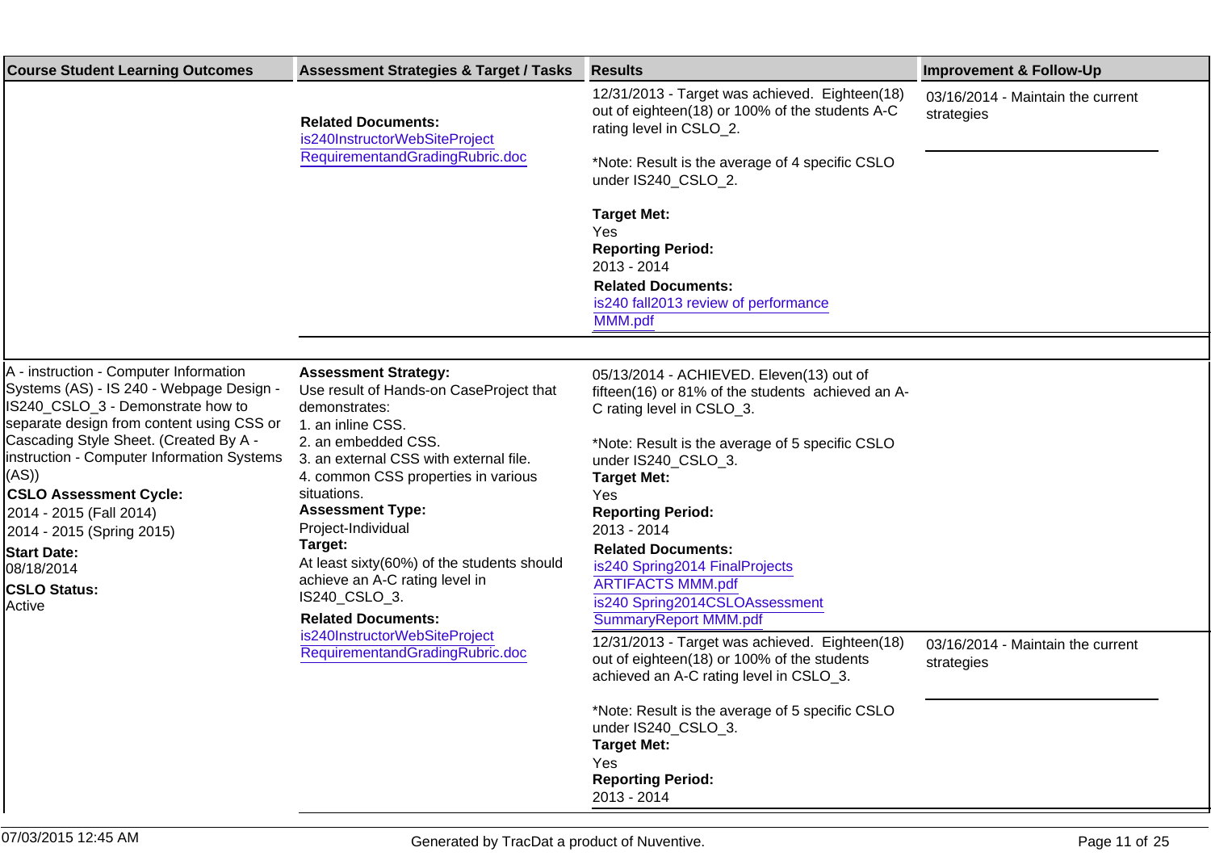| Course Student Learning Outcomes | Assessment Strategies & Target / Tasks | Results | Improvement & Follow-Up |
|---|---|---|---|
| | **Related Documents:**<br>is240InstructorWebSiteProject RequirementandGradingRubric.doc | 12/31/2013 - Target was achieved. Eighteen(18) out of eighteen(18) or 100% of the students A-C rating level in CSLO_2.<br><br>*Note: Result is the average of 4 specific CSLO under IS240_CSLO_2.<br><br>**Target Met:**<br>Yes<br>**Reporting Period:**<br>2013 - 2014<br>**Related Documents:**<br>is240 fall2013 review of performance MMM.pdf | 03/16/2014 - Maintain the current strategies |
| A - instruction - Computer Information Systems (AS) - IS 240 - Webpage Design - IS240_CSLO_3 - Demonstrate how to separate design from content using CSS or Cascading Style Sheet. (Created By A - instruction - Computer Information Systems (AS))<br>**CSLO Assessment Cycle:**<br>2014 - 2015 (Fall 2014)<br>2014 - 2015 (Spring 2015)<br>**Start Date:**<br>08/18/2014<br>**CSLO Status:**<br>Active | **Assessment Strategy:**<br>Use result of Hands-on CaseProject that demonstrates:<br>1. an inline CSS.<br>2. an embedded CSS.<br>3. an external CSS with external file.<br>4. common CSS properties in various situations.<br>**Assessment Type:**<br>Project-Individual<br>**Target:**<br>At least sixty(60%) of the students should achieve an A-C rating level in IS240_CSLO_3.<br>**Related Documents:**<br>is240InstructorWebSiteProject RequirementandGradingRubric.doc | 05/13/2014 - ACHIEVED. Eleven(13) out of fifteen(16) or 81% of the students achieved an A-C rating level in CSLO_3.<br><br>*Note: Result is the average of 5 specific CSLO under IS240_CSLO_3.<br>**Target Met:**<br>Yes<br>**Reporting Period:**<br>2013 - 2014<br>**Related Documents:**<br>is240 Spring2014 FinalProjects ARTIFACTS MMM.pdf<br>is240 Spring2014CSLOAssessment SummaryReport MMM.pdf | |
| | | 12/31/2013 - Target was achieved. Eighteen(18) out of eighteen(18) or 100% of the students achieved an A-C rating level in CSLO_3.<br><br>*Note: Result is the average of 5 specific CSLO under IS240_CSLO_3.<br>**Target Met:**<br>Yes<br>**Reporting Period:**<br>2013 - 2014 | 03/16/2014 - Maintain the current strategies |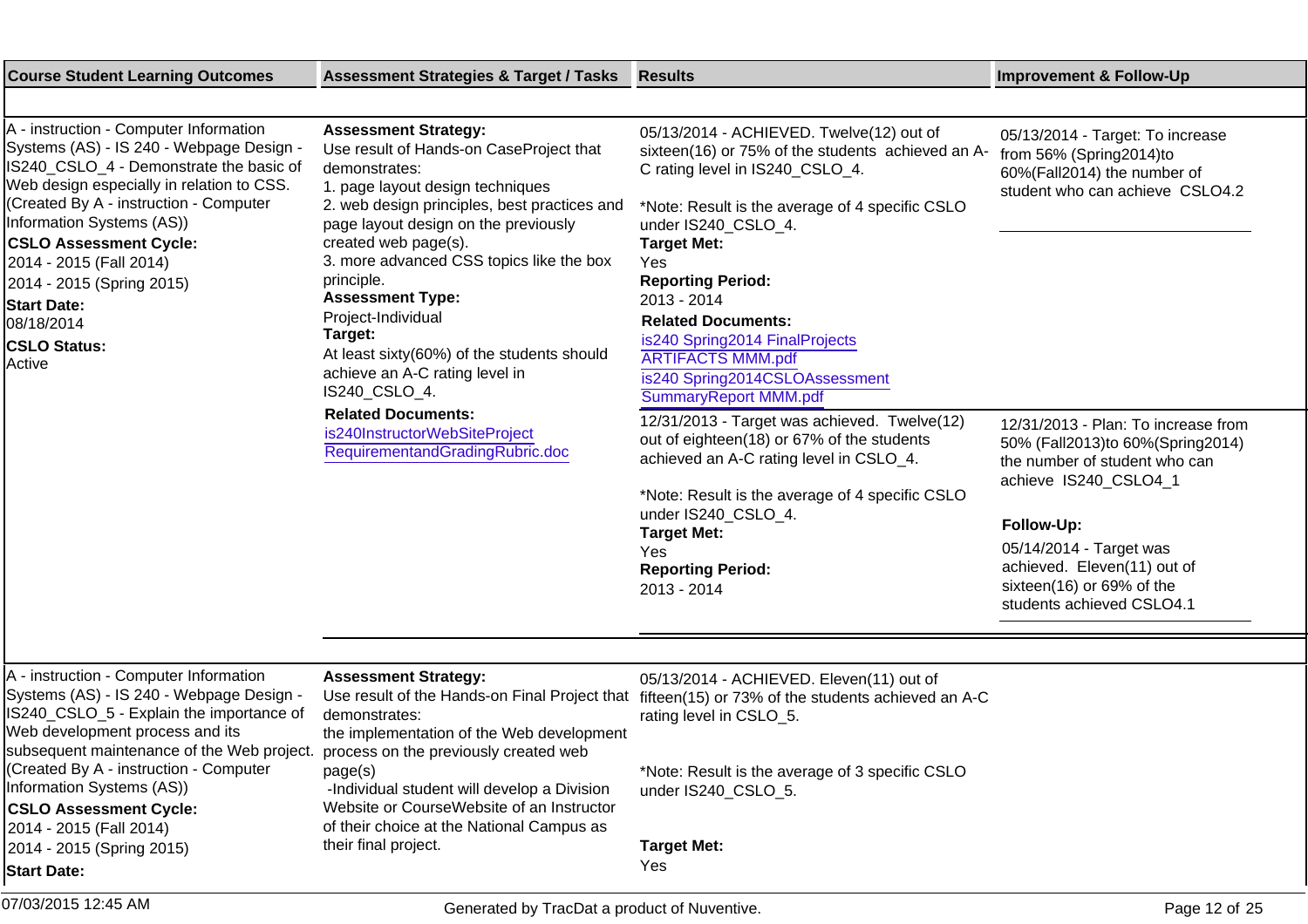| Course Student Learning Outcomes | Assessment Strategies & Target / Tasks | Results | Improvement & Follow-Up |
| --- | --- | --- | --- |
| A - instruction - Computer Information Systems (AS) - IS 240 - Webpage Design - IS240_CSLO_4 - Demonstrate the basic of Web design especially in relation to CSS. (Created By A - instruction - Computer Information Systems (AS)) **CSLO Assessment Cycle:** 2014 - 2015 (Fall 2014) 2014 - 2015 (Spring 2015) **Start Date:** 08/18/2014 **CSLO Status:** Active | **Assessment Strategy:** Use result of Hands-on CaseProject that demonstrates: 1. page layout design techniques 2. web design principles, best practices and page layout design on the previously created web page(s). 3. more advanced CSS topics like the box principle. **Assessment Type:** Project-Individual **Target:** At least sixty(60%) of the students should achieve an A-C rating level in IS240_CSLO_4. **Related Documents:** is240InstructorWebSiteProject RequirementandGradingRubric.doc | 05/13/2014 - ACHIEVED. Twelve(12) out of sixteen(16) or 75% of the students achieved an A-C rating level in IS240_CSLO_4. *Note: Result is the average of 4 specific CSLO under IS240_CSLO_4. **Target Met:** Yes **Reporting Period:** 2013 - 2014 **Related Documents:** is240 Spring2014 FinalProjects ARTIFACTS MMM.pdf is240 Spring2014CSLOAssessment SummaryReport MMM.pdf | 05/13/2014 - Target: To increase from 56% (Spring2014)to 60%(Fall2014) the number of student who can achieve CSLO4.2 |
| | | 12/31/2013 - Target was achieved. Twelve(12) out of eighteen(18) or 67% of the students achieved an A-C rating level in CSLO_4. *Note: Result is the average of 4 specific CSLO under IS240_CSLO_4. **Target Met:** Yes **Reporting Period:** 2013 - 2014 | 12/31/2013 - Plan: To increase from 50% (Fall2013)to 60%(Spring2014) the number of student who can achieve IS240_CSLO4_1 **Follow-Up:** 05/14/2014 - Target was achieved. Eleven(11) out of sixteen(16) or 69% of the students achieved CSLO4.1 |
| A - instruction - Computer Information Systems (AS) - IS 240 - Webpage Design - IS240_CSLO_5 - Explain the importance of Web development process and its subsequent maintenance of the Web project. (Created By A - instruction - Computer Information Systems (AS)) **CSLO Assessment Cycle:** 2014 - 2015 (Fall 2014) 2014 - 2015 (Spring 2015) **Start Date:** | **Assessment Strategy:** Use result of the Hands-on Final Project that demonstrates: the implementation of the Web development process on the previously created web page(s) -Individual student will develop a Division Website or CourseWebsite of an Instructor of their choice at the National Campus as their final project. | 05/13/2014 - ACHIEVED. Eleven(11) out of fifteen(15) or 73% of the students achieved an A-C rating level in CSLO_5. *Note: Result is the average of 3 specific CSLO under IS240_CSLO_5. **Target Met:** Yes | |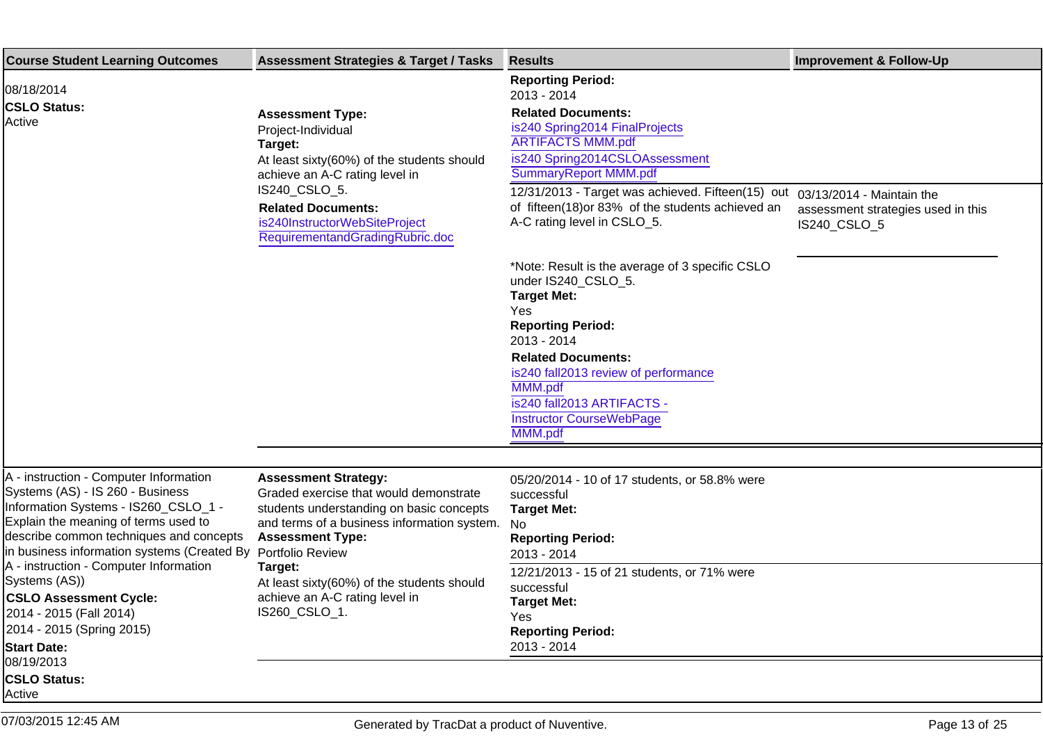| Course Student Learning Outcomes | Assessment Strategies & Target / Tasks | Results | Improvement & Follow-Up |
|---|---|---|---|
| 08/18/2014<br>**CSLO Status:**<br>Active | **Assessment Type:**<br>Project-Individual<br>**Target:**<br>At least sixty(60%) of the students should achieve an A-C rating level in IS240_CSLO_5.<br>**Related Documents:**<br>is240InstructorWebSiteProjectRequirementandGradingRubric.doc | **Reporting Period:**<br>2013 - 2014<br>**Related Documents:**<br>is240 Spring2014 FinalProjects ARTIFACTS MMM.pdf<br>is240 Spring2014CSLOAssessment SummaryReport MMM.pdf | |
| | | 12/31/2013 - Target was achieved. Fifteen(15) out of fifteen(18)or 83% of the students achieved an A-C rating level in CSLO_5.<br><br>*Note: Result is the average of 3 specific CSLO under IS240_CSLO_5.<br>**Target Met:**<br>Yes<br>**Reporting Period:**<br>2013 - 2014<br>**Related Documents:**<br>is240 fall2013 review of performance MMM.pdf<br>is240 fall2013 ARTIFACTS - Instructor CourseWebPage MMM.pdf | 03/13/2014 - Maintain the assessment strategies used in this IS240_CSLO_5 |
| A - instruction - Computer Information Systems (AS) - IS 260 - Business Information Systems - IS260_CSLO_1 - Explain the meaning of terms used to describe common techniques and concepts in business information systems (Created By A - instruction - Computer Information Systems (AS))<br>**CSLO Assessment Cycle:**<br>2014 - 2015 (Fall 2014)<br>2014 - 2015 (Spring 2015)<br>**Start Date:**<br>08/19/2013<br>**CSLO Status:**<br>Active | **Assessment Strategy:**<br>Graded exercise that would demonstrate students understanding on basic concepts and terms of a business information system.<br>**Assessment Type:**<br>Portfolio Review<br>**Target:**<br>At least sixty(60%) of the students should achieve an A-C rating level in IS260_CSLO_1. | 05/20/2014 - 10 of 17 students, or 58.8% were successful<br>**Target Met:**<br>No<br>**Reporting Period:**<br>2013 - 2014 | |
| | | 12/21/2013 - 15 of 21 students, or 71% were successful<br>**Target Met:**<br>Yes<br>**Reporting Period:**<br>2013 - 2014 | |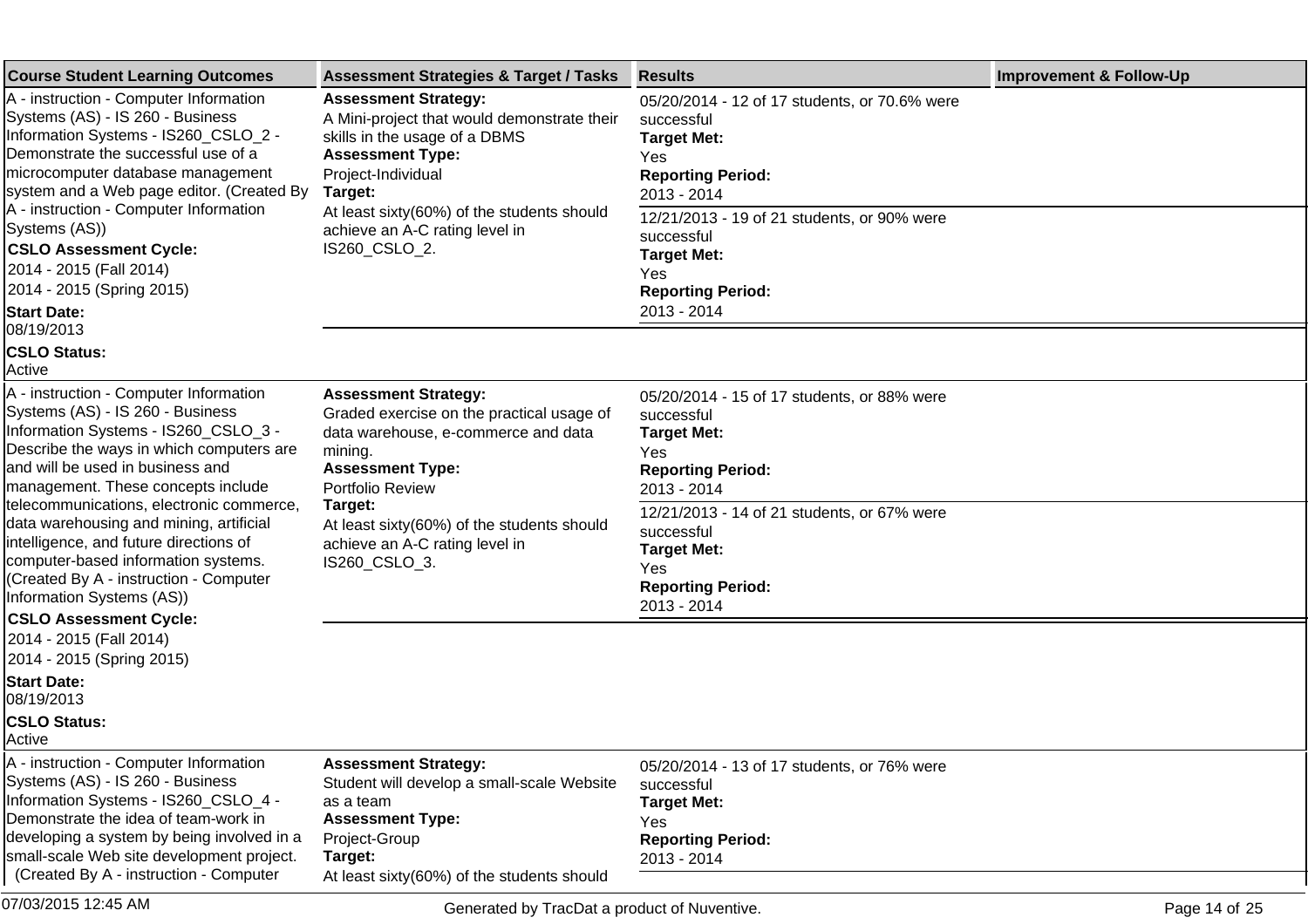| Course Student Learning Outcomes | Assessment Strategies & Target / Tasks | Results | Improvement & Follow-Up |
|---|---|---|---|
| A - instruction - Computer Information Systems (AS) - IS 260 - Business Information Systems - IS260_CSLO_2 - Demonstrate the successful use of a microcomputer database management system and a Web page editor. (Created By A - instruction - Computer Information Systems (AS))<br>**CSLO Assessment Cycle:**<br>2014 - 2015 (Fall 2014)<br>2014 - 2015 (Spring 2015)<br>**Start Date:**<br>08/19/2013<br>**CSLO Status:**<br>Active | **Assessment Strategy:**<br>A Mini-project that would demonstrate their skills in the usage of a DBMS<br>**Assessment Type:**<br>Project-Individual<br>**Target:**<br>At least sixty(60%) of the students should achieve an A-C rating level in IS260_CSLO_2. | 05/20/2014 - 12 of 17 students, or 70.6% were successful<br>**Target Met:**<br>Yes<br>**Reporting Period:**<br>2013 - 2014<br><br>12/21/2013 - 19 of 21 students, or 90% were successful<br>**Target Met:**<br>Yes<br>**Reporting Period:**<br>2013 - 2014 | |
| A - instruction - Computer Information Systems (AS) - IS 260 - Business Information Systems - IS260_CSLO_3 - Describe the ways in which computers are and will be used in business and management. These concepts include telecommunications, electronic commerce, data warehousing and mining, artificial intelligence, and future directions of computer-based information systems. (Created By A - instruction - Computer Information Systems (AS))<br>**CSLO Assessment Cycle:**<br>2014 - 2015 (Fall 2014)<br>2014 - 2015 (Spring 2015)<br>**Start Date:**<br>08/19/2013<br>**CSLO Status:**<br>Active | **Assessment Strategy:**<br>Graded exercise on the practical usage of data warehouse, e-commerce and data mining.<br>**Assessment Type:**<br>Portfolio Review<br>**Target:**<br>At least sixty(60%) of the students should achieve an A-C rating level in IS260_CSLO_3. | 05/20/2014 - 15 of 17 students, or 88% were successful<br>**Target Met:**<br>Yes<br>**Reporting Period:**<br>2013 - 2014<br><br>12/21/2013 - 14 of 21 students, or 67% were successful<br>**Target Met:**<br>Yes<br>**Reporting Period:**<br>2013 - 2014 | |
| A - instruction - Computer Information Systems (AS) - IS 260 - Business Information Systems - IS260_CSLO_4 - Demonstrate the idea of team-work in developing a system by being involved in a small-scale Web site development project. (Created By A - instruction - Computer | **Assessment Strategy:**<br>Student will develop a small-scale Website as a team<br>**Assessment Type:**<br>Project-Group<br>**Target:**<br>At least sixty(60%) of the students should | 05/20/2014 - 13 of 17 students, or 76% were successful<br>**Target Met:**<br>Yes<br>**Reporting Period:**<br>2013 - 2014 | |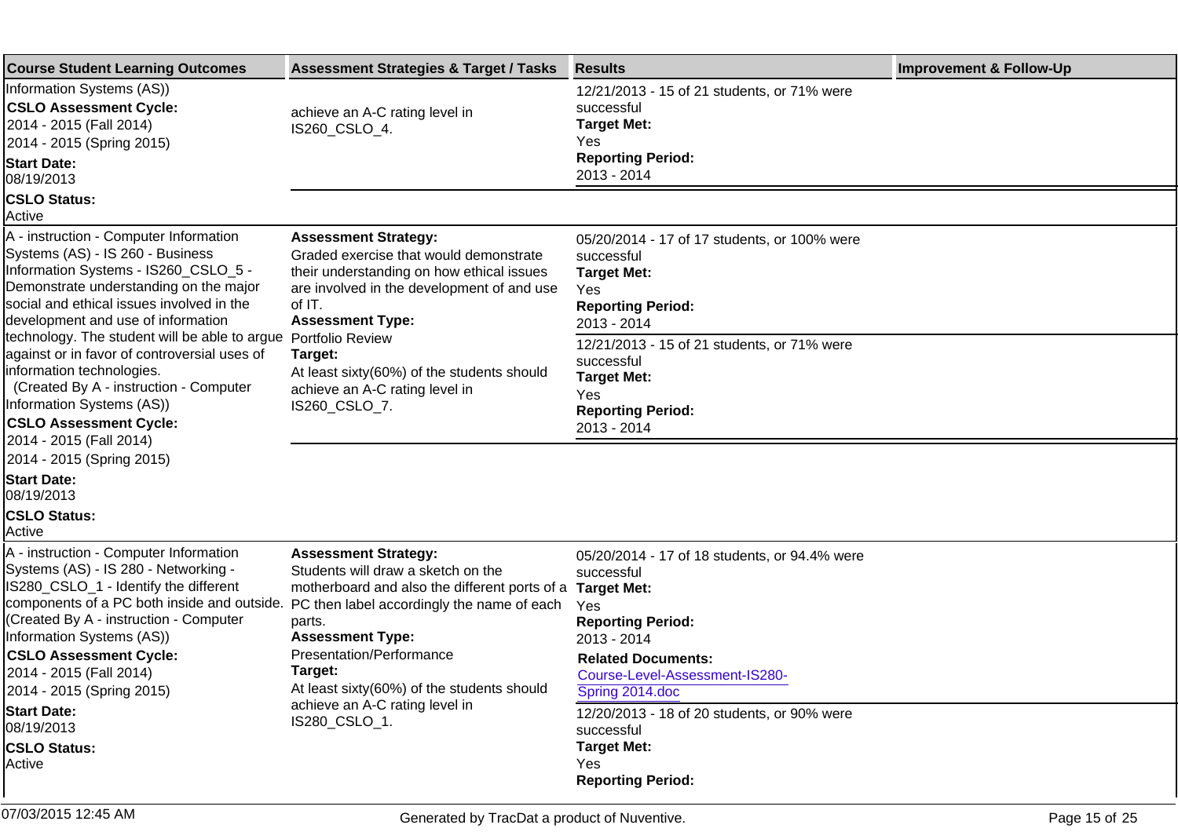| Course Student Learning Outcomes | Assessment Strategies & Target / Tasks | Results | Improvement & Follow-Up |
|---|---|---|---|
| Information Systems (AS)) **CSLO Assessment Cycle:** 2014 - 2015 (Fall 2014) 2014 - 2015 (Spring 2015) **Start Date:** 08/19/2013 **CSLO Status:** Active | achieve an A-C rating level in IS260_CSLO_4. | 12/21/2013 - 15 of 21 students, or 71% were successful **Target Met:** Yes **Reporting Period:** 2013 - 2014 | |
| A - instruction - Computer Information Systems (AS) - IS 260 - Business Information Systems - IS260_CSLO_5 - Demonstrate understanding on the major social and ethical issues involved in the development and use of information technology. The student will be able to argue against or in favor of controversial uses of information technologies. (Created By A - instruction - Computer Information Systems (AS)) **CSLO Assessment Cycle:** 2014 - 2015 (Fall 2014) 2014 - 2015 (Spring 2015) **Start Date:** 08/19/2013 **CSLO Status:** Active | **Assessment Strategy:** Graded exercise that would demonstrate their understanding on how ethical issues are involved in the development of and use of IT. **Assessment Type:** Portfolio Review **Target:** At least sixty(60%) of the students should achieve an A-C rating level in IS260_CSLO_7. | 05/20/2014 - 17 of 17 students, or 100% were successful **Target Met:** Yes **Reporting Period:** 2013 - 2014 | |
| | | 12/21/2013 - 15 of 21 students, or 71% were successful **Target Met:** Yes **Reporting Period:** 2013 - 2014 | |
| A - instruction - Computer Information Systems (AS) - IS 280 - Networking - IS280_CSLO_1 - Identify the different components of a PC both inside and outside. (Created By A - instruction - Computer Information Systems (AS)) **CSLO Assessment Cycle:** 2014 - 2015 (Fall 2014) 2014 - 2015 (Spring 2015) **Start Date:** 08/19/2013 **CSLO Status:** Active | **Assessment Strategy:** Students will draw a sketch on the motherboard and also the different ports of a PC then label accordingly the name of each parts. **Assessment Type:** Presentation/Performance **Target:** At least sixty(60%) of the students should achieve an A-C rating level in IS280_CSLO_1. | 05/20/2014 - 17 of 18 students, or 94.4% were successful **Target Met:** Yes **Reporting Period:** 2013 - 2014 **Related Documents:** Course-Level-Assessment-IS280-Spring 2014.doc | |
| | | 12/20/2013 - 18 of 20 students, or 90% were successful **Target Met:** Yes **Reporting Period:** | |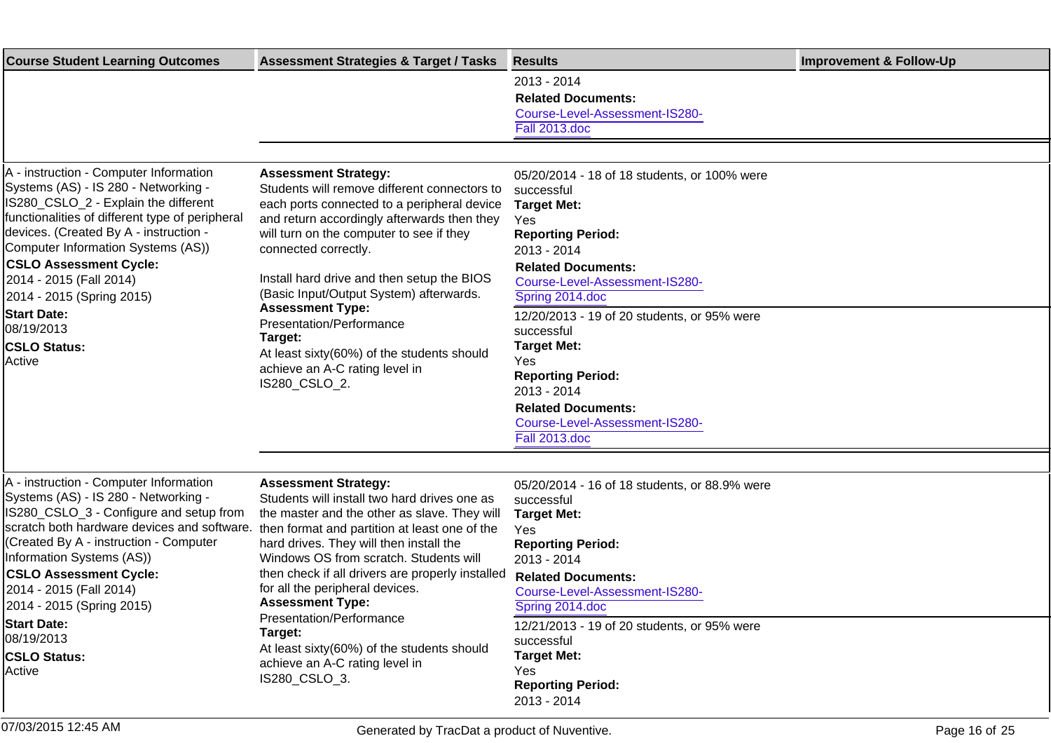| Course Student Learning Outcomes | Assessment Strategies & Target / Tasks | Results | Improvement & Follow-Up |
|---|---|---|---|
| | | 2013 - 2014<br>**Related Documents:**<br>Course-Level-Assessment-IS280-Fall 2013.doc | |
| A - instruction - Computer Information Systems (AS) - IS 280 - Networking - IS280_CSLO_2 - Explain the different functionalities of different type of peripheral devices. (Created By A - instruction - Computer Information Systems (AS))<br>**CSLO Assessment Cycle:**<br>2014 - 2015 (Fall 2014)<br>2014 - 2015 (Spring 2015)<br>**Start Date:**<br>08/19/2013<br>**CSLO Status:**<br>Active | **Assessment Strategy:**<br>Students will remove different connectors to each ports connected to a peripheral device and return accordingly afterwards then they will turn on the computer to see if they connected correctly.<br><br>Install hard drive and then setup the BIOS (Basic Input/Output System) afterwards.<br>**Assessment Type:**<br>Presentation/Performance<br>**Target:**<br>At least sixty(60%) of the students should achieve an A-C rating level in IS280_CSLO_2. | 05/20/2014 - 18 of 18 students, or 100% were successful<br>**Target Met:**<br>Yes<br>**Reporting Period:**<br>2013 - 2014<br>**Related Documents:**<br>Course-Level-Assessment-IS280-Spring 2014.doc<br><br>12/20/2013 - 19 of 20 students, or 95% were successful<br>**Target Met:**<br>Yes<br>**Reporting Period:**<br>2013 - 2014<br>**Related Documents:**<br>Course-Level-Assessment-IS280-Fall 2013.doc | |
| A - instruction - Computer Information Systems (AS) - IS 280 - Networking - IS280_CSLO_3 - Configure and setup from scratch both hardware devices and software. (Created By A - instruction - Computer Information Systems (AS))<br>**CSLO Assessment Cycle:**<br>2014 - 2015 (Fall 2014)<br>2014 - 2015 (Spring 2015)<br>**Start Date:**<br>08/19/2013<br>**CSLO Status:**<br>Active | **Assessment Strategy:**<br>Students will install two hard drives one as the master and the other as slave. They will then format and partition at least one of the hard drives. They will then install the Windows OS from scratch. Students will then check if all drivers are properly installed for all the peripheral devices.<br>**Assessment Type:**<br>Presentation/Performance<br>**Target:**<br>At least sixty(60%) of the students should achieve an A-C rating level in IS280_CSLO_3. | 05/20/2014 - 16 of 18 students, or 88.9% were successful<br>**Target Met:**<br>Yes<br>**Reporting Period:**<br>2013 - 2014<br>**Related Documents:**<br>Course-Level-Assessment-IS280-Spring 2014.doc<br><br>12/21/2013 - 19 of 20 students, or 95% were successful<br>**Target Met:**<br>Yes<br>**Reporting Period:**<br>2013 - 2014 | |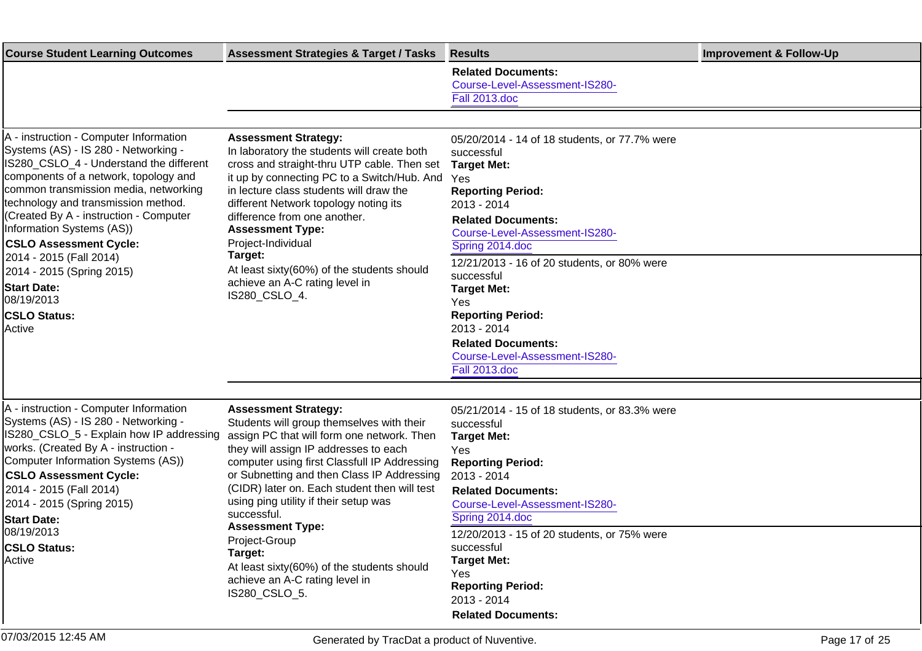| Course Student Learning Outcomes | Assessment Strategies & Target / Tasks | Results | Improvement & Follow-Up |
|---|---|---|---|
| | | **Related Documents:**<br>Course-Level-Assessment-IS280-Fall 2013.doc | |
| A - instruction - Computer Information Systems (AS) - IS 280 - Networking - IS280_CSLO_4 - Understand the different components of a network, topology and common transmission media, networking technology and transmission method. (Created By A - instruction - Computer Information Systems (AS))<br>**CSLO Assessment Cycle:**<br>2014 - 2015 (Fall 2014)<br>2014 - 2015 (Spring 2015)<br>**Start Date:**<br>08/19/2013<br>**CSLO Status:**<br>Active | **Assessment Strategy:**<br>In laboratory the students will create both cross and straight-thru UTP cable. Then set it up by connecting PC to a Switch/Hub. And in lecture class students will draw the different Network topology noting its difference from one another.<br>**Assessment Type:**<br>Project-Individual<br>**Target:**<br>At least sixty(60%) of the students should achieve an A-C rating level in IS280_CSLO_4. | 05/20/2014 - 14 of 18 students, or 77.7% were successful<br>**Target Met:**<br>Yes<br>**Reporting Period:**<br>2013 - 2014<br>**Related Documents:**<br>Course-Level-Assessment-IS280-Spring 2014.doc<br><br>12/21/2013 - 16 of 20 students, or 80% were successful<br>**Target Met:**<br>Yes<br>**Reporting Period:**<br>2013 - 2014<br>**Related Documents:**<br>Course-Level-Assessment-IS280-Fall 2013.doc | |
| A - instruction - Computer Information Systems (AS) - IS 280 - Networking - IS280_CSLO_5 - Explain how IP addressing works. (Created By A - instruction - Computer Information Systems (AS))<br>**CSLO Assessment Cycle:**<br>2014 - 2015 (Fall 2014)<br>2014 - 2015 (Spring 2015)<br>**Start Date:**<br>08/19/2013<br>**CSLO Status:**<br>Active | **Assessment Strategy:**<br>Students will group themselves with their assign PC that will form one network. Then they will assign IP addresses to each computer using first Classfull IP Addressing or Subnetting and then Class IP Addressing (CIDR) later on. Each student then will test using ping utility if their setup was successful.<br>**Assessment Type:**<br>Project-Group<br>**Target:**<br>At least sixty(60%) of the students should achieve an A-C rating level in IS280_CSLO_5. | 05/21/2014 - 15 of 18 students, or 83.3% were successful<br>**Target Met:**<br>Yes<br>**Reporting Period:**<br>2013 - 2014<br>**Related Documents:**<br>Course-Level-Assessment-IS280-Spring 2014.doc<br><br>12/20/2013 - 15 of 20 students, or 75% were successful<br>**Target Met:**<br>Yes<br>**Reporting Period:**<br>2013 - 2014<br>**Related Documents:** | |

07/03/2015 12:45 AM Generated by TracDat a product of Nuventive.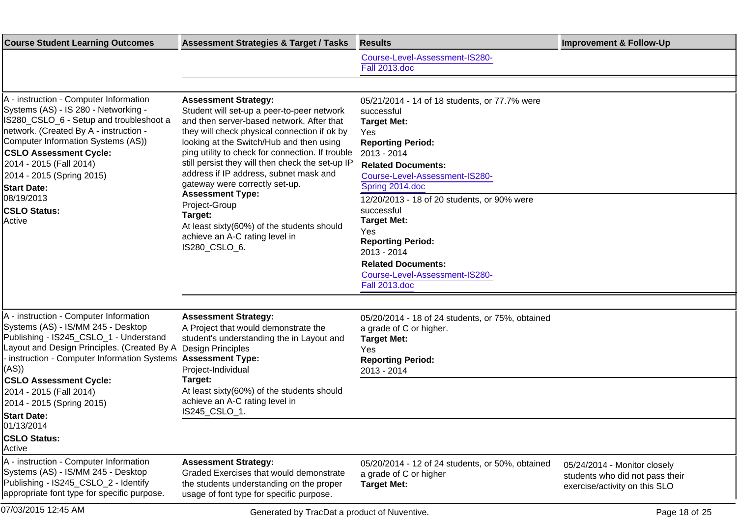| Course Student Learning Outcomes | Assessment Strategies & Target / Tasks | Results | Improvement & Follow-Up |
|---|---|---|---|
| | | Course-Level-Assessment-IS280-Fall 2013.doc | |
| A - instruction - Computer Information Systems (AS) - IS 280 - Networking - IS280_CSLO_6 - Setup and troubleshoot a network. (Created By A - instruction - Computer Information Systems (AS))<br>**CSLO Assessment Cycle:**<br>2014 - 2015 (Fall 2014)<br>2014 - 2015 (Spring 2015)<br>**Start Date:**<br>08/19/2013<br>**CSLO Status:**<br>Active | **Assessment Strategy:**<br>Student will set-up a peer-to-peer network and then server-based network. After that they will check physical connection if ok by looking at the Switch/Hub and then using ping utility to check for connection. If trouble still persist they will then check the set-up IP address if IP address, subnet mask and gateway were correctly set-up.<br>**Assessment Type:**<br>Project-Group<br>**Target:**<br>At least sixty(60%) of the students should achieve an A-C rating level in IS280_CSLO_6. | 05/21/2014 - 14 of 18 students, or 77.7% were successful<br>**Target Met:**<br>Yes<br>**Reporting Period:**<br>2013 - 2014<br>**Related Documents:**<br>Course-Level-Assessment-IS280-Spring 2014.doc | |
| | | 12/20/2013 - 18 of 20 students, or 90% were successful<br>**Target Met:**<br>Yes<br>**Reporting Period:**<br>2013 - 2014<br>**Related Documents:**<br>Course-Level-Assessment-IS280-Fall 2013.doc | |
| A - instruction - Computer Information Systems (AS) - IS/MM 245 - Desktop Publishing - IS245_CSLO_1 - Understand Layout and Design Principles. (Created By A - instruction - Computer Information Systems (AS))<br>**CSLO Assessment Cycle:**<br>2014 - 2015 (Fall 2014)<br>2014 - 2015 (Spring 2015)<br>**Start Date:**<br>01/13/2014<br>**CSLO Status:**<br>Active | **Assessment Strategy:**<br>A Project that would demonstrate the student's understanding the in Layout and Design Principles<br>**Assessment Type:**<br>Project-Individual<br>**Target:**<br>At least sixty(60%) of the students should achieve an A-C rating level in IS245_CSLO_1. | 05/20/2014 - 18 of 24 students, or 75%, obtained a grade of C or higher.<br>**Target Met:**<br>Yes<br>**Reporting Period:**<br>2013 - 2014 | |
| A - instruction - Computer Information Systems (AS) - IS/MM 245 - Desktop Publishing - IS245_CSLO_2 - Identify appropriate font type for specific purpose. | **Assessment Strategy:**<br>Graded Exercises that would demonstrate the students understanding on the proper usage of font type for specific purpose. | 05/20/2014 - 12 of 24 students, or 50%, obtained a grade of C or higher<br>**Target Met:** | 05/24/2014 - Monitor closely students who did not pass their exercise/activity on this SLO |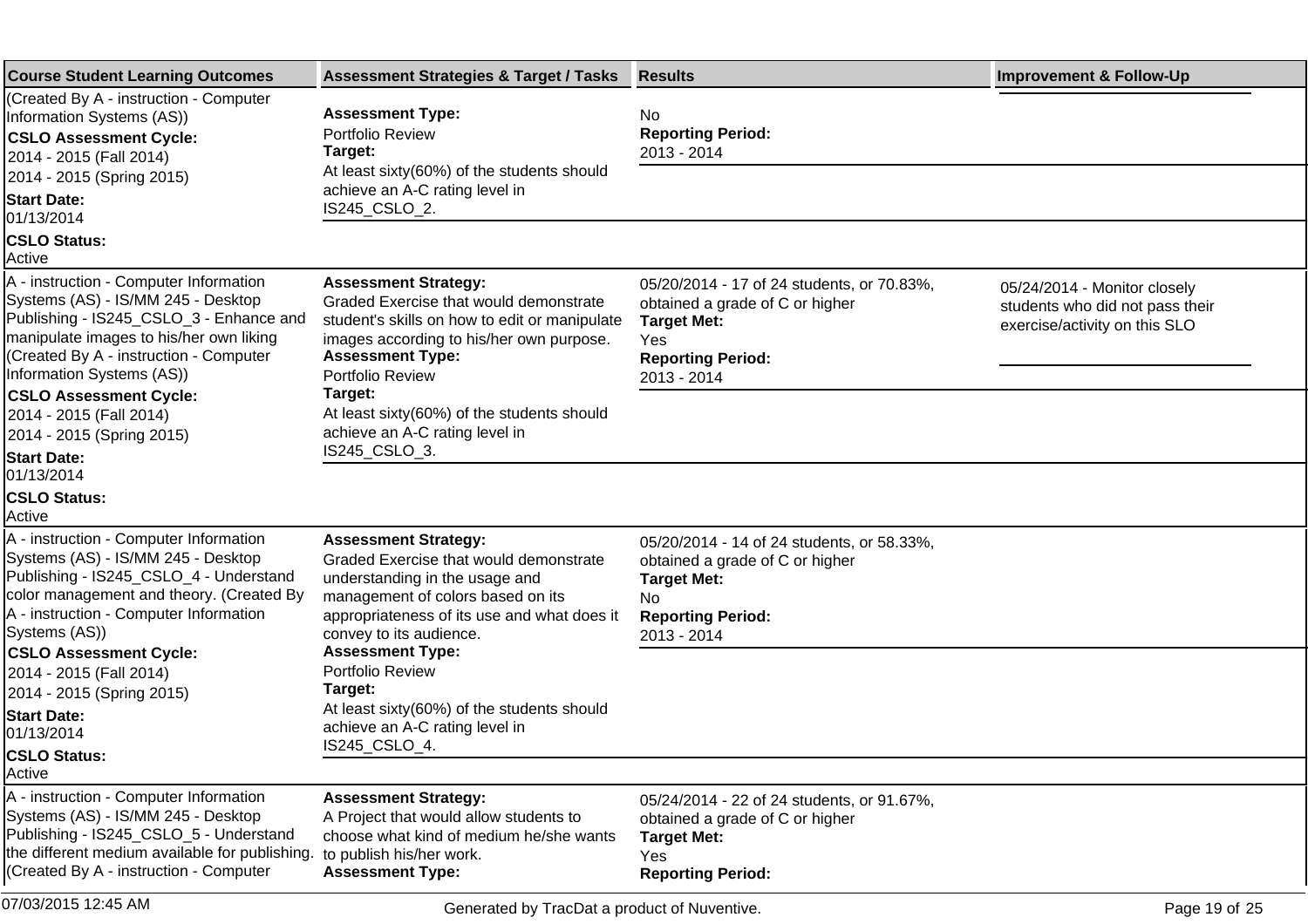| Course Student Learning Outcomes | Assessment Strategies & Target / Tasks | Results | Improvement & Follow-Up |
|---|---|---|---|
| (Created By A - instruction - Computer Information Systems (AS))<br>**CSLO Assessment Cycle:**<br>2014 - 2015 (Fall 2014)<br>2014 - 2015 (Spring 2015)<br>**Start Date:**<br>01/13/2014<br>**CSLO Status:**<br>Active | **Assessment Type:**<br>Portfolio Review<br>**Target:**<br>At least sixty(60%) of the students should achieve an A-C rating level in IS245_CSLO_2. | No<br>**Reporting Period:**<br>2013 - 2014 | |
| A - instruction - Computer Information Systems (AS) - IS/MM 245 - Desktop Publishing - IS245_CSLO_3 - Enhance and manipulate images to his/her own liking (Created By A - instruction - Computer Information Systems (AS))<br>**CSLO Assessment Cycle:**<br>2014 - 2015 (Fall 2014)<br>2014 - 2015 (Spring 2015)<br>**Start Date:**<br>01/13/2014<br>**CSLO Status:**<br>Active | **Assessment Strategy:**<br>Graded Exercise that would demonstrate student's skills on how to edit or manipulate images according to his/her own purpose.<br>**Assessment Type:**<br>Portfolio Review<br>**Target:**<br>At least sixty(60%) of the students should achieve an A-C rating level in IS245_CSLO_3. | 05/20/2014 - 17 of 24 students, or 70.83%, obtained a grade of C or higher<br>**Target Met:**<br>Yes<br>**Reporting Period:**<br>2013 - 2014 | 05/24/2014 - Monitor closely students who did not pass their exercise/activity on this SLO |
| A - instruction - Computer Information Systems (AS) - IS/MM 245 - Desktop Publishing - IS245_CSLO_4 - Understand color management and theory. (Created By A - instruction - Computer Information Systems (AS))<br>**CSLO Assessment Cycle:**<br>2014 - 2015 (Fall 2014)<br>2014 - 2015 (Spring 2015)<br>**Start Date:**<br>01/13/2014<br>**CSLO Status:**<br>Active | **Assessment Strategy:**<br>Graded Exercise that would demonstrate understanding in the usage and management of colors based on its appropriateness of its use and what does it convey to its audience.<br>**Assessment Type:**<br>Portfolio Review<br>**Target:**<br>At least sixty(60%) of the students should achieve an A-C rating level in IS245_CSLO_4. | 05/20/2014 - 14 of 24 students, or 58.33%, obtained a grade of C or higher<br>**Target Met:**<br>No<br>**Reporting Period:**<br>2013 - 2014 | |
| A - instruction - Computer Information Systems (AS) - IS/MM 245 - Desktop Publishing - IS245_CSLO_5 - Understand the different medium available for publishing. (Created By A - instruction - Computer | **Assessment Strategy:**<br>A Project that would allow students to choose what kind of medium he/she wants to publish his/her work.<br>**Assessment Type:** | 05/24/2014 - 22 of 24 students, or 91.67%, obtained a grade of C or higher<br>**Target Met:**<br>Yes<br>**Reporting Period:** | |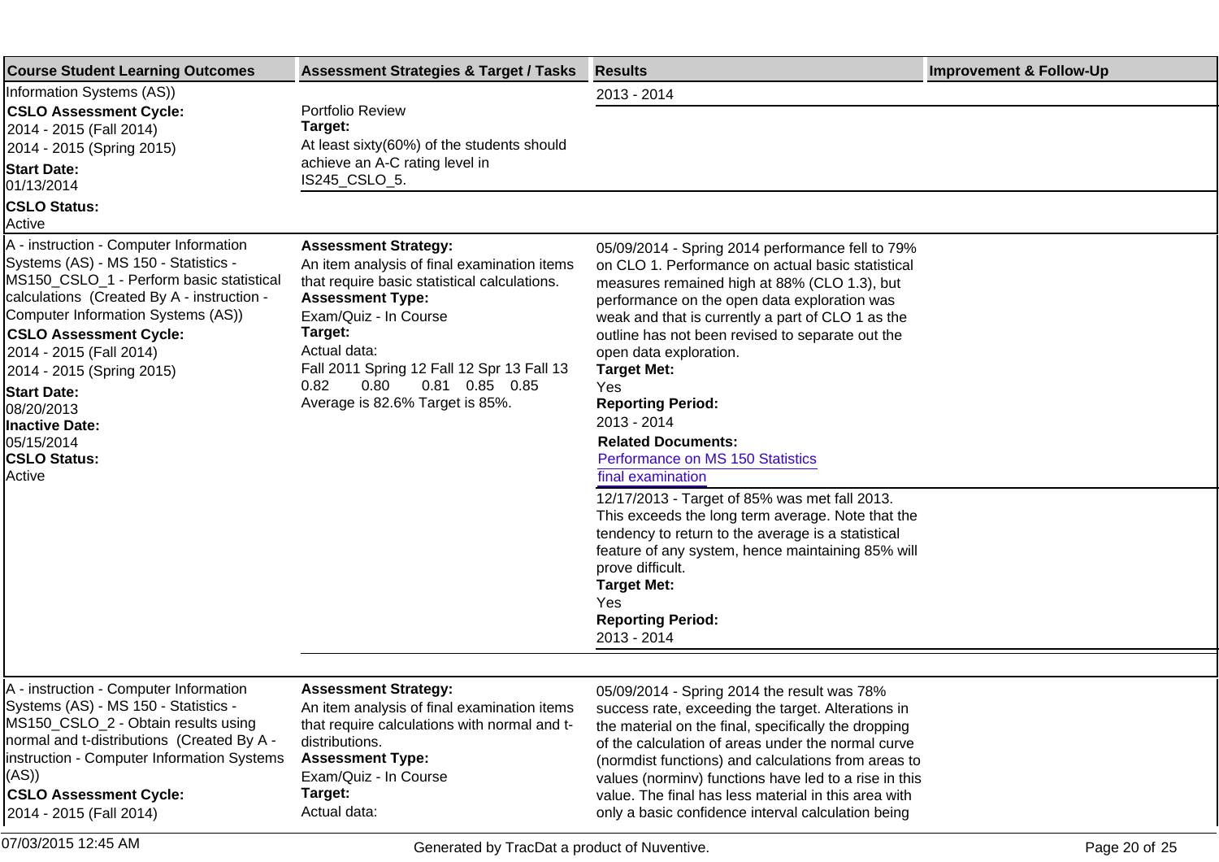| Course Student Learning Outcomes | Assessment Strategies & Target / Tasks | Results | Improvement & Follow-Up |
|---|---|---|---|
| Information Systems (AS))<br>**CSLO Assessment Cycle:**<br>2014 - 2015 (Fall 2014)<br>2014 - 2015 (Spring 2015)<br>**Start Date:**<br>01/13/2014<br>**CSLO Status:**<br>Active | Portfolio Review<br>**Target:**<br>At least sixty(60%) of the students should achieve an A-C rating level in IS245_CSLO_5. | 2013 - 2014 | |
| A - instruction - Computer Information Systems (AS) - MS 150 - Statistics - MS150_CSLO_1 - Perform basic statistical calculations (Created By A - instruction - Computer Information Systems (AS))<br>**CSLO Assessment Cycle:**<br>2014 - 2015 (Fall 2014)<br>2014 - 2015 (Spring 2015)<br>**Start Date:**<br>08/20/2013<br>**Inactive Date:**<br>05/15/2014<br>**CSLO Status:**<br>Active | **Assessment Strategy:**<br>An item analysis of final examination items that require basic statistical calculations.<br>**Assessment Type:**<br>Exam/Quiz - In Course<br>**Target:**<br>Actual data:<br>Fall 2011 Spring 12 Fall 12 Spr 13 Fall 13<br>0.82 0.80 0.81 0.85 0.85<br>Average is 82.6% Target is 85%. | 05/09/2014 - Spring 2014 performance fell to 79% on CLO 1. Performance on actual basic statistical measures remained high at 88% (CLO 1.3), but performance on the open data exploration was weak and that is currently a part of CLO 1 as the outline has not been revised to separate out the open data exploration.<br>**Target Met:**<br>Yes<br>**Reporting Period:**<br>2013 - 2014<br>**Related Documents:**<br>Performance on MS 150 Statistics final examination<br><br>12/17/2013 - Target of 85% was met fall 2013. This exceeds the long term average. Note that the tendency to return to the average is a statistical feature of any system, hence maintaining 85% will prove difficult.<br>**Target Met:**<br>Yes<br>**Reporting Period:**<br>2013 - 2014 | |
| A - instruction - Computer Information Systems (AS) - MS 150 - Statistics - MS150_CSLO_2 - Obtain results using normal and t-distributions (Created By A - instruction - Computer Information Systems (AS))<br>**CSLO Assessment Cycle:**<br>2014 - 2015 (Fall 2014) | **Assessment Strategy:**<br>An item analysis of final examination items that require calculations with normal and t-distributions.<br>**Assessment Type:**<br>Exam/Quiz - In Course<br>**Target:**<br>Actual data: | 05/09/2014 - Spring 2014 the result was 78% success rate, exceeding the target. Alterations in the material on the final, specifically the dropping of the calculation of areas under the normal curve (normdist functions) and calculations from areas to values (norminv) functions have led to a rise in this value. The final has less material in this area with only a basic confidence interval calculation being | |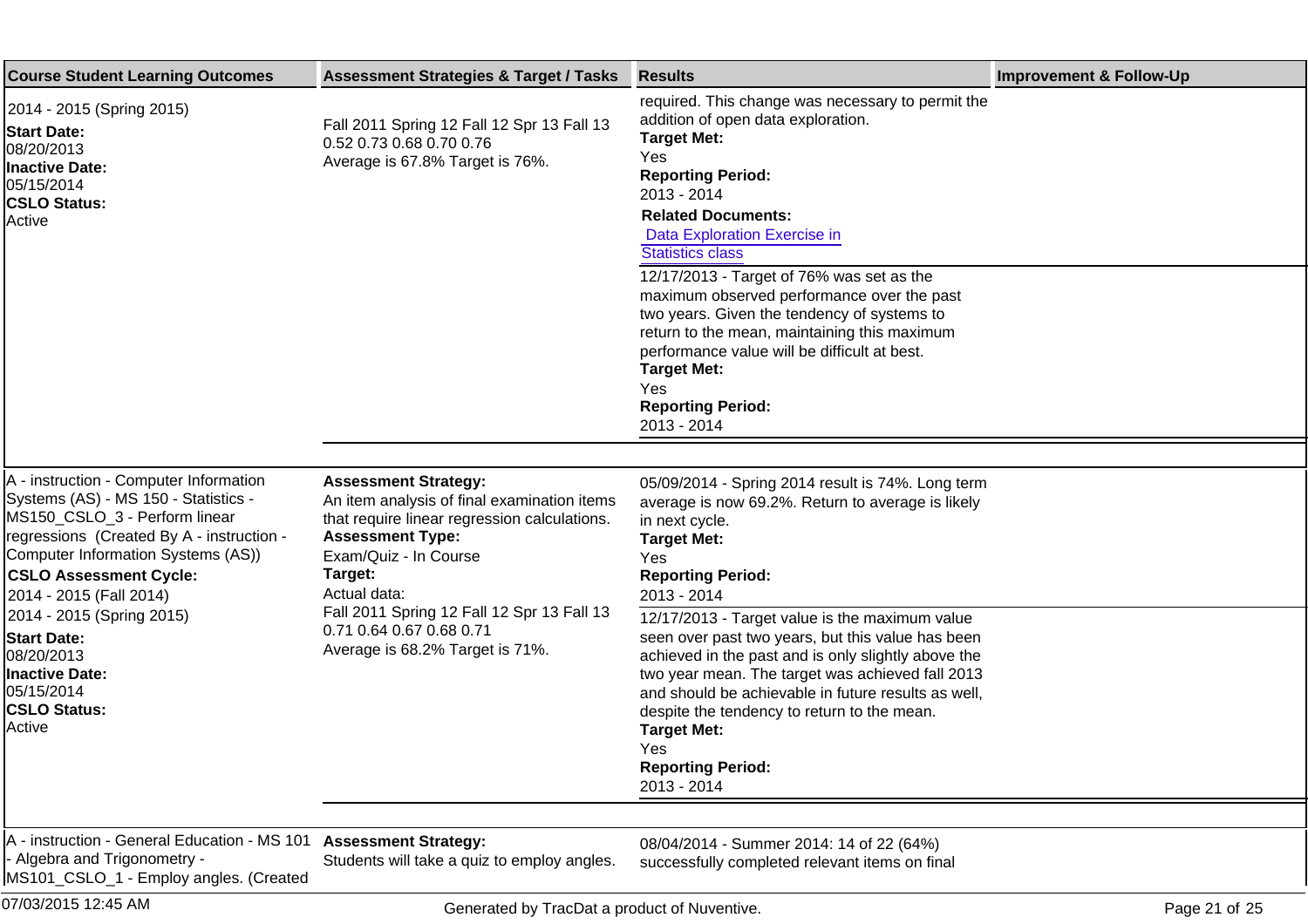| Course Student Learning Outcomes | Assessment Strategies & Target / Tasks | Results | Improvement & Follow-Up |
|---|---|---|---|
| 2014 - 2015 (Spring 2015)<br>**Start Date:**<br>08/20/2013<br>**Inactive Date:**<br>05/15/2014<br>**CSLO Status:**<br>Active | Fall 2011 Spring 12 Fall 12 Spr 13 Fall 13<br>0.52 0.73 0.68 0.70 0.76<br>Average is 67.8% Target is 76%. | required. This change was necessary to permit the addition of open data exploration.<br>**Target Met:**<br>Yes<br>**Reporting Period:**<br>2013 - 2014<br>**Related Documents:**<br>Data Exploration Exercise in Statistics class | |
| | | 12/17/2013 - Target of 76% was set as the maximum observed performance over the past two years. Given the tendency of systems to return to the mean, maintaining this maximum performance value will be difficult at best.<br>**Target Met:**<br>Yes<br>**Reporting Period:**<br>2013 - 2014 | |
| A - instruction - Computer Information Systems (AS) - MS 150 - Statistics - MS150_CSLO_3 - Perform linear regressions (Created By A - instruction - Computer Information Systems (AS))<br>**CSLO Assessment Cycle:**<br>2014 - 2015 (Fall 2014)<br>2014 - 2015 (Spring 2015)<br>**Start Date:**<br>08/20/2013<br>**Inactive Date:**<br>05/15/2014<br>**CSLO Status:**<br>Active | **Assessment Strategy:**<br>An item analysis of final examination items that require linear regression calculations.<br>**Assessment Type:**<br>Exam/Quiz - In Course<br>**Target:**<br>Actual data:<br>Fall 2011 Spring 12 Fall 12 Spr 13 Fall 13<br>0.71 0.64 0.67 0.68 0.71<br>Average is 68.2% Target is 71%. | 05/09/2014 - Spring 2014 result is 74%. Long term average is now 69.2%. Return to average is likely in next cycle.<br>**Target Met:**<br>Yes<br>**Reporting Period:**<br>2013 - 2014 | |
| | | 12/17/2013 - Target value is the maximum value seen over past two years, but this value has been achieved in the past and is only slightly above the two year mean. The target was achieved fall 2013 and should be achievable in future results as well, despite the tendency to return to the mean.<br>**Target Met:**<br>Yes<br>**Reporting Period:**<br>2013 - 2014 | |
| A - instruction - General Education - MS 101 - Algebra and Trigonometry - MS101_CSLO_1 - Employ angles. (Created | **Assessment Strategy:**<br>Students will take a quiz to employ angles. | 08/04/2014 - Summer 2014: 14 of 22 (64%) successfully completed relevant items on final | |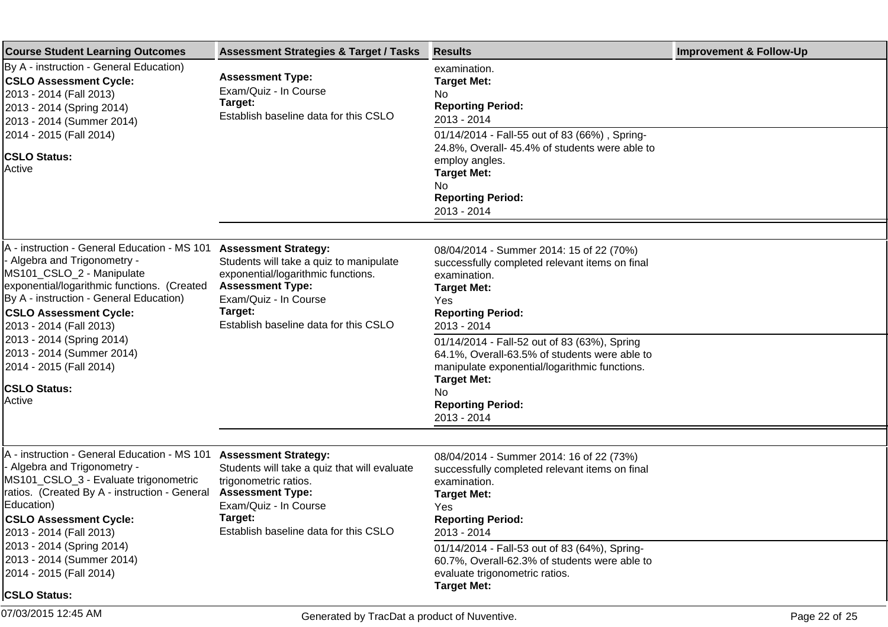| Course Student Learning Outcomes | Assessment Strategies & Target / Tasks | Results | Improvement & Follow-Up |
|---|---|---|---|
| By A - instruction - General Education)<br>**CSLO Assessment Cycle:**<br>2013 - 2014 (Fall 2013)<br>2013 - 2014 (Spring 2014)<br>2013 - 2014 (Summer 2014)<br>2014 - 2015 (Fall 2014)<br>**CSLO Status:**<br>Active | **Assessment Type:**<br>Exam/Quiz - In Course<br>**Target:**<br>Establish baseline data for this CSLO | examination.<br>**Target Met:**<br>No<br>**Reporting Period:**<br>2013 - 2014 | |
| | | 01/14/2014 - Fall-55 out of 83 (66%) , Spring-24.8%, Overall- 45.4% of students were able to employ angles.<br>**Target Met:**<br>No<br>**Reporting Period:**<br>2013 - 2014 | |
| A - instruction - General Education - MS 101 - Algebra and Trigonometry - MS101_CSLO_2 - Manipulate exponential/logarithmic functions. (Created By A - instruction - General Education)<br>**CSLO Assessment Cycle:**<br>2013 - 2014 (Fall 2013)<br>2013 - 2014 (Spring 2014)<br>2013 - 2014 (Summer 2014)<br>2014 - 2015 (Fall 2014)<br>**CSLO Status:**<br>Active | **Assessment Strategy:**<br>Students will take a quiz to manipulate exponential/logarithmic functions.<br>**Assessment Type:**<br>Exam/Quiz - In Course<br>**Target:**<br>Establish baseline data for this CSLO | 08/04/2014 - Summer 2014: 15 of 22 (70%) successfully completed relevant items on final examination.<br>**Target Met:**<br>Yes<br>**Reporting Period:**<br>2013 - 2014 | |
| | | 01/14/2014 - Fall-52 out of 83 (63%), Spring 64.1%, Overall-63.5% of students were able to manipulate exponential/logarithmic functions.<br>**Target Met:**<br>No<br>**Reporting Period:**<br>2013 - 2014 | |
| A - instruction - General Education - MS 101 - Algebra and Trigonometry - MS101_CSLO_3 - Evaluate trigonometric ratios. (Created By A - instruction - General Education)<br>**CSLO Assessment Cycle:**<br>2013 - 2014 (Fall 2013)<br>2013 - 2014 (Spring 2014)<br>2013 - 2014 (Summer 2014)<br>2014 - 2015 (Fall 2014)<br>**CSLO Status:** | **Assessment Strategy:**<br>Students will take a quiz that will evaluate trigonometric ratios.<br>**Assessment Type:**<br>Exam/Quiz - In Course<br>**Target:**<br>Establish baseline data for this CSLO | 08/04/2014 - Summer 2014: 16 of 22 (73%) successfully completed relevant items on final examination.<br>**Target Met:**<br>Yes<br>**Reporting Period:**<br>2013 - 2014 | |
| | | 01/14/2014 - Fall-53 out of 83 (64%), Spring-60.7%, Overall-62.3% of students were able to evaluate trigonometric ratios.<br>**Target Met:** | |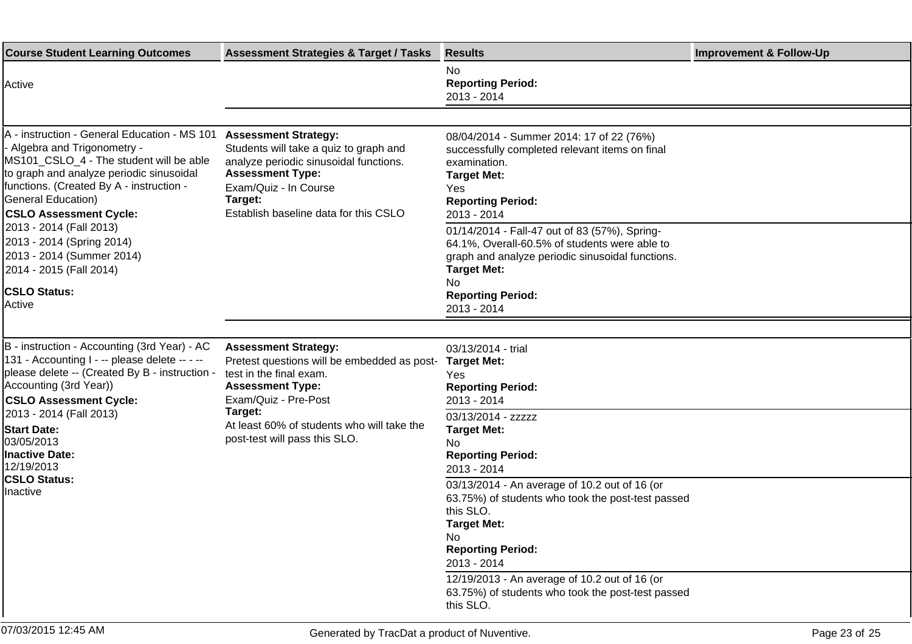| Course Student Learning Outcomes | Assessment Strategies & Target / Tasks | Results | Improvement & Follow-Up |
|---|---|---|---|
| Active | | No<br>**Reporting Period:**<br>2013 - 2014 | |
| A - instruction - General Education - MS 101 - Algebra and Trigonometry - MS101_CSLO_4 - The student will be able to graph and analyze periodic sinusoidal functions. (Created By A - instruction - General Education)<br>**CSLO Assessment Cycle:**<br>2013 - 2014 (Fall 2013)<br>2013 - 2014 (Spring 2014)<br>2013 - 2014 (Summer 2014)<br>2014 - 2015 (Fall 2014)<br>**CSLO Status:**<br>Active | **Assessment Strategy:**<br>Students will take a quiz to graph and analyze periodic sinusoidal functions.<br>**Assessment Type:**<br>Exam/Quiz - In Course<br>**Target:**<br>Establish baseline data for this CSLO | 08/04/2014 - Summer 2014: 17 of 22 (76%) successfully completed relevant items on final examination.<br>**Target Met:**<br>Yes<br>**Reporting Period:**<br>2013 - 2014 | |
| | | 01/14/2014 - Fall-47 out of 83 (57%), Spring-64.1%, Overall-60.5% of students were able to graph and analyze periodic sinusoidal functions.<br>**Target Met:**<br>No<br>**Reporting Period:**<br>2013 - 2014 | |
| B - instruction - Accounting (3rd Year) - AC 131 - Accounting I - -- please delete -- - -- please delete -- (Created By B - instruction - Accounting (3rd Year))<br>**CSLO Assessment Cycle:**<br>2013 - 2014 (Fall 2013)<br>**Start Date:**<br>03/05/2013<br>**Inactive Date:**<br>12/19/2013<br>**CSLO Status:**<br>Inactive | **Assessment Strategy:**<br>Pretest questions will be embedded as post-test in the final exam.<br>**Assessment Type:**<br>Exam/Quiz - Pre-Post<br>**Target:**<br>At least 60% of students who will take the post-test will pass this SLO. | 03/13/2014 - trial<br>**Target Met:**<br>Yes<br>**Reporting Period:**<br>2013 - 2014 | |
| | | 03/13/2014 - zzzzz<br>**Target Met:**<br>No<br>**Reporting Period:**<br>2013 - 2014 | |
| | | 03/13/2014 - An average of 10.2 out of 16 (or 63.75%) of students who took the post-test passed this SLO.<br>**Target Met:**<br>No<br>**Reporting Period:**<br>2013 - 2014 | |
| | | 12/19/2013 - An average of 10.2 out of 16 (or 63.75%) of students who took the post-test passed this SLO. | |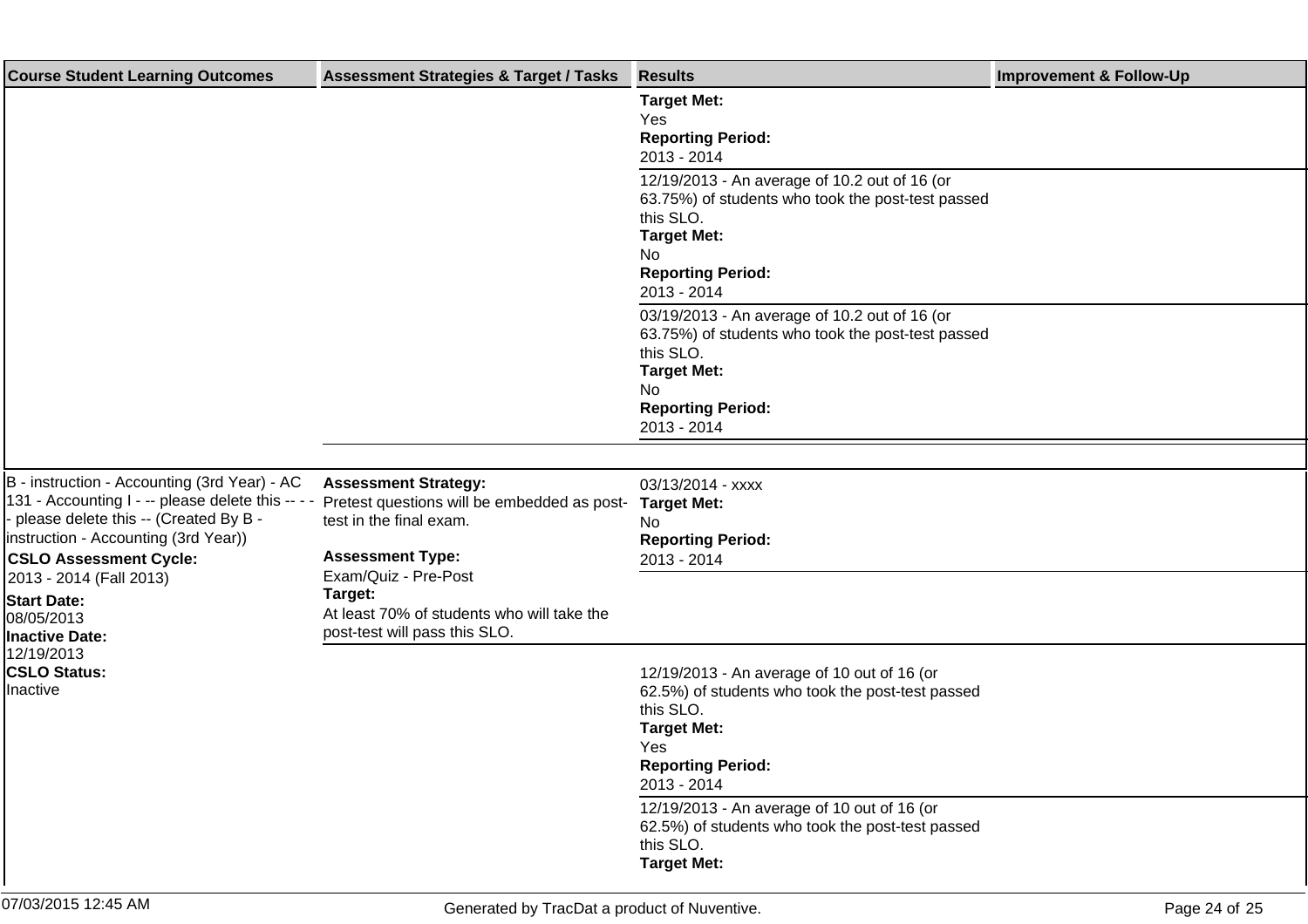| Course Student Learning Outcomes | Assessment Strategies & Target / Tasks | Results | Improvement & Follow-Up |
| --- | --- | --- | --- |
| | | **Target Met:** Yes **Reporting Period:** 2013 - 2014 | |
| | | 12/19/2013 - An average of 10.2 out of 16 (or 63.75%) of students who took the post-test passed this SLO. **Target Met:** No **Reporting Period:** 2013 - 2014 | |
| | | 03/19/2013 - An average of 10.2 out of 16 (or 63.75%) of students who took the post-test passed this SLO. **Target Met:** No **Reporting Period:** 2013 - 2014 | |
| B - instruction - Accounting (3rd Year) - AC 131 - Accounting I - -- please delete this -- - - - please delete this -- (Created By B - instruction - Accounting (3rd Year)) **CSLO Assessment Cycle:** 2013 - 2014 (Fall 2013) **Start Date:** 08/05/2013 **Inactive Date:** 12/19/2013 **CSLO Status:** Inactive | **Assessment Strategy:** Pretest questions will be embedded as post-test in the final exam. **Assessment Type:** Exam/Quiz - Pre-Post **Target:** At least 70% of students who will take the post-test will pass this SLO. | 03/13/2014 - xxxx **Target Met:** No **Reporting Period:** 2013 - 2014 | |
| | | | |
| | | 12/19/2013 - An average of 10 out of 16 (or 62.5%) of students who took the post-test passed this SLO. **Target Met:** Yes **Reporting Period:** 2013 - 2014 | |
| | | 12/19/2013 - An average of 10 out of 16 (or 62.5%) of students who took the post-test passed this SLO. **Target Met:** | |

07/03/2015 12:45 AM

Generated by TracDat a product of Nuventive.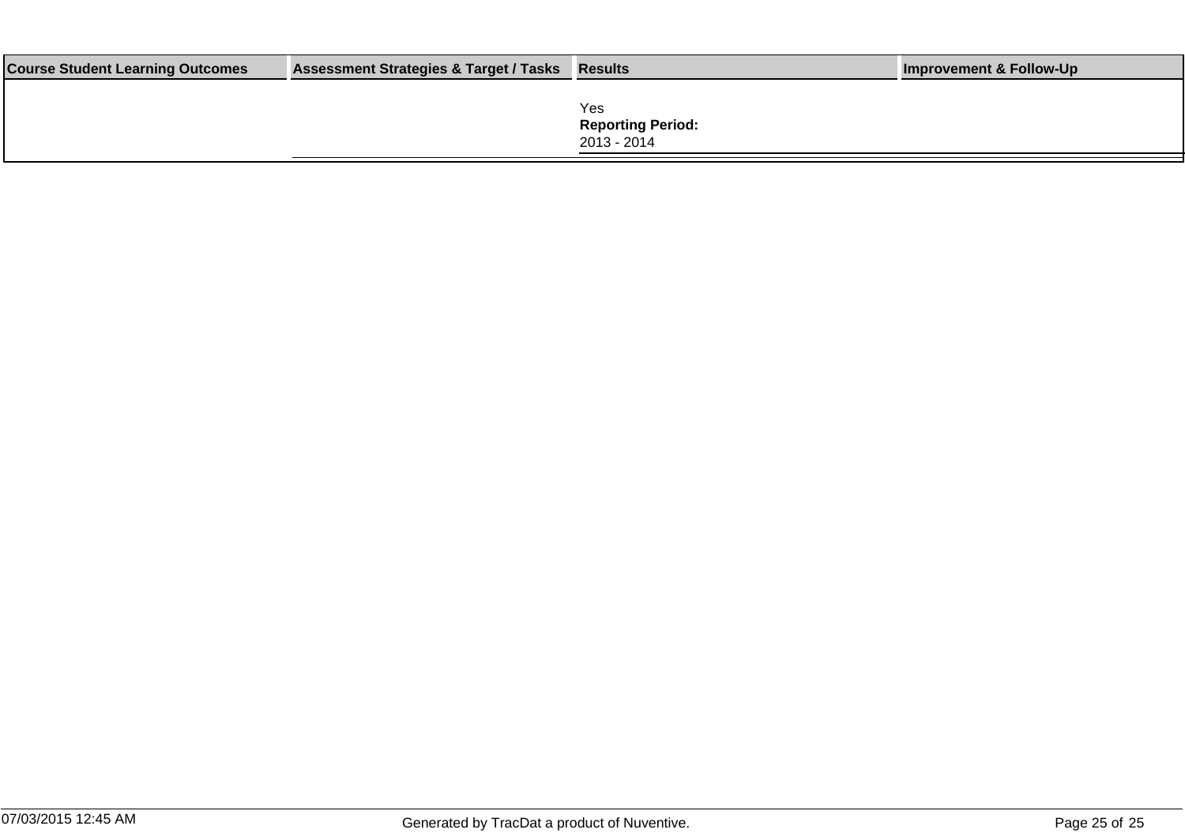| Course Student Learning Outcomes | Assessment Strategies & Target / Tasks | Results | Improvement & Follow-Up |
|---|---|---|---|
| | | Yes<br>**Reporting Period:**<br>2013 - 2014 | |